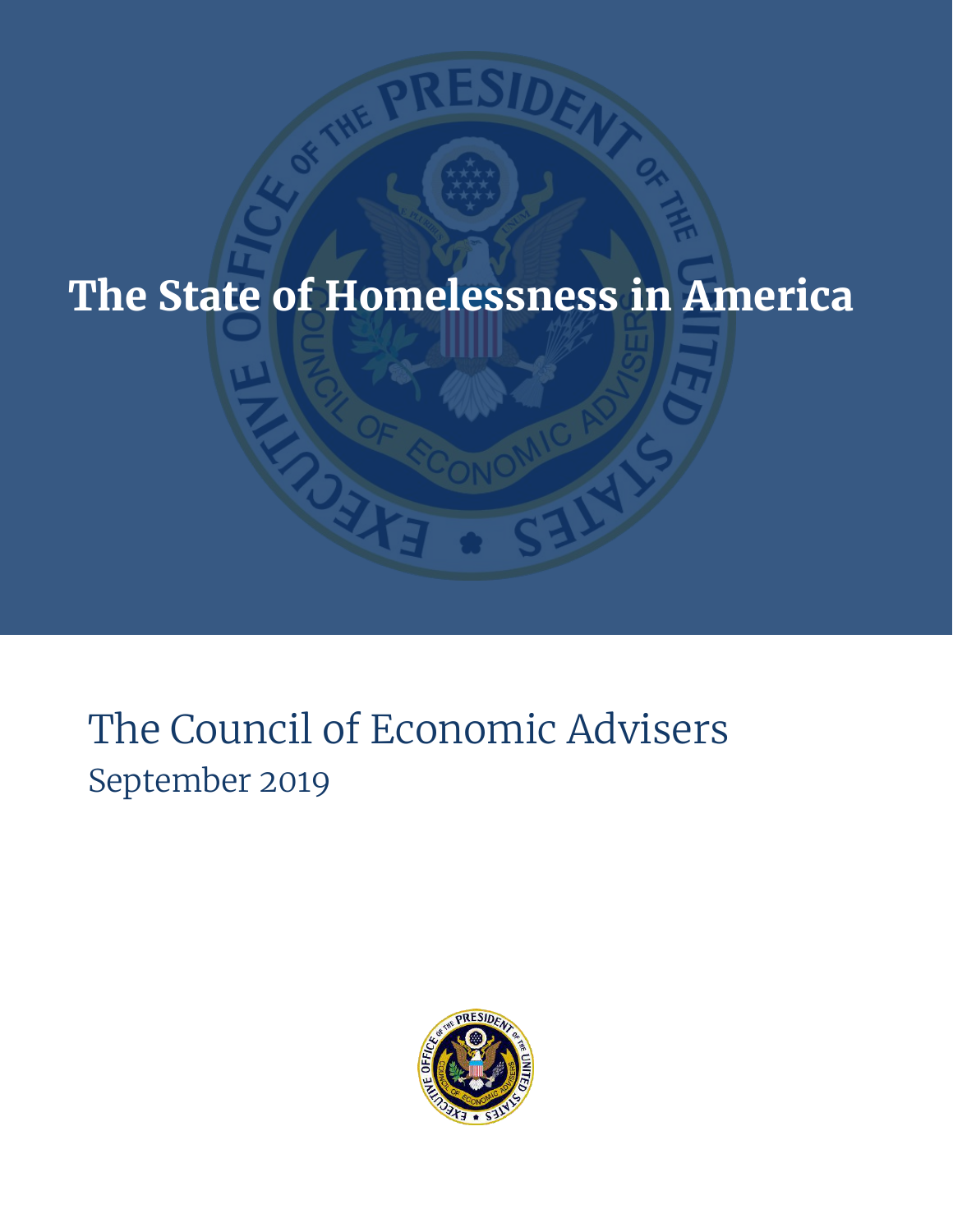# The State of Homelessness in America

The Council of Economic Advisers

September 2019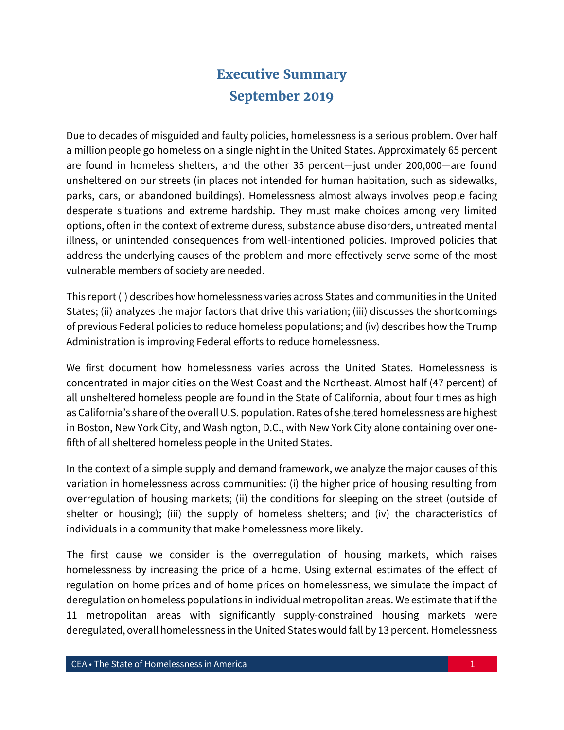# Executive Summary

## September 2019

Due to decades of misguided and faulty policies, homelessness is a serious problem. Over half a million people go homeless on a single night in the United States. Approximately 65 percent are found in homeless shelters, and the other 35 percent—just under 200,000—are found unsheltered on our streets (in places not intended for human habitation, such as sidewalks, parks, cars, or abandoned buildings). Homelessness almost always involves people facing desperate situations and extreme hardship. They must make choices among very limited options, often in the context of extreme duress, substance abuse disorders, untreated mental illness, or unintended consequences from well-intentioned policies. Improved policies that address the underlying causes of the problem and more effectively serve some of the most vulnerable members of society are needed.

This report (i) describes how homelessness varies across States and communities in the United States; (ii) analyzes the major factors that drive this variation; (iii) discusses the shortcomings of previous Federal policies to reduce homeless populations; and (iv) describes how the Trump Administration is improving Federal efforts to reduce homelessness.

We first document how homelessness varies across the United States. Homelessness is concentrated in major cities on the West Coast and the Northeast. Almost half (47 percent) of all unsheltered homeless people are found in the State of California, about four times as high as California's share of the overall U.S. population. Rates of sheltered homelessness are highest in Boston, New York City, and Washington, D.C., with New York City alone containing over one-fifth of all sheltered homeless people in the United States.

In the context of a simple supply and demand framework, we analyze the major causes of this variation in homelessness across communities: (i) the higher price of housing resulting from overregulation of housing markets; (ii) the conditions for sleeping on the street (outside of shelter or housing); (iii) the supply of homeless shelters; and (iv) the characteristics of individuals in a community that make homelessness more likely.

The first cause we consider is the overregulation of housing markets, which raises homelessness by increasing the price of a home. Using external estimates of the effect of regulation on home prices and of home prices on homelessness, we simulate the impact of deregulation on homeless populations in individual metropolitan areas. We estimate that if the 11 metropolitan areas with significantly supply-constrained housing markets were deregulated, overall homelessness in the United States would fall by 13 percent. Homelessness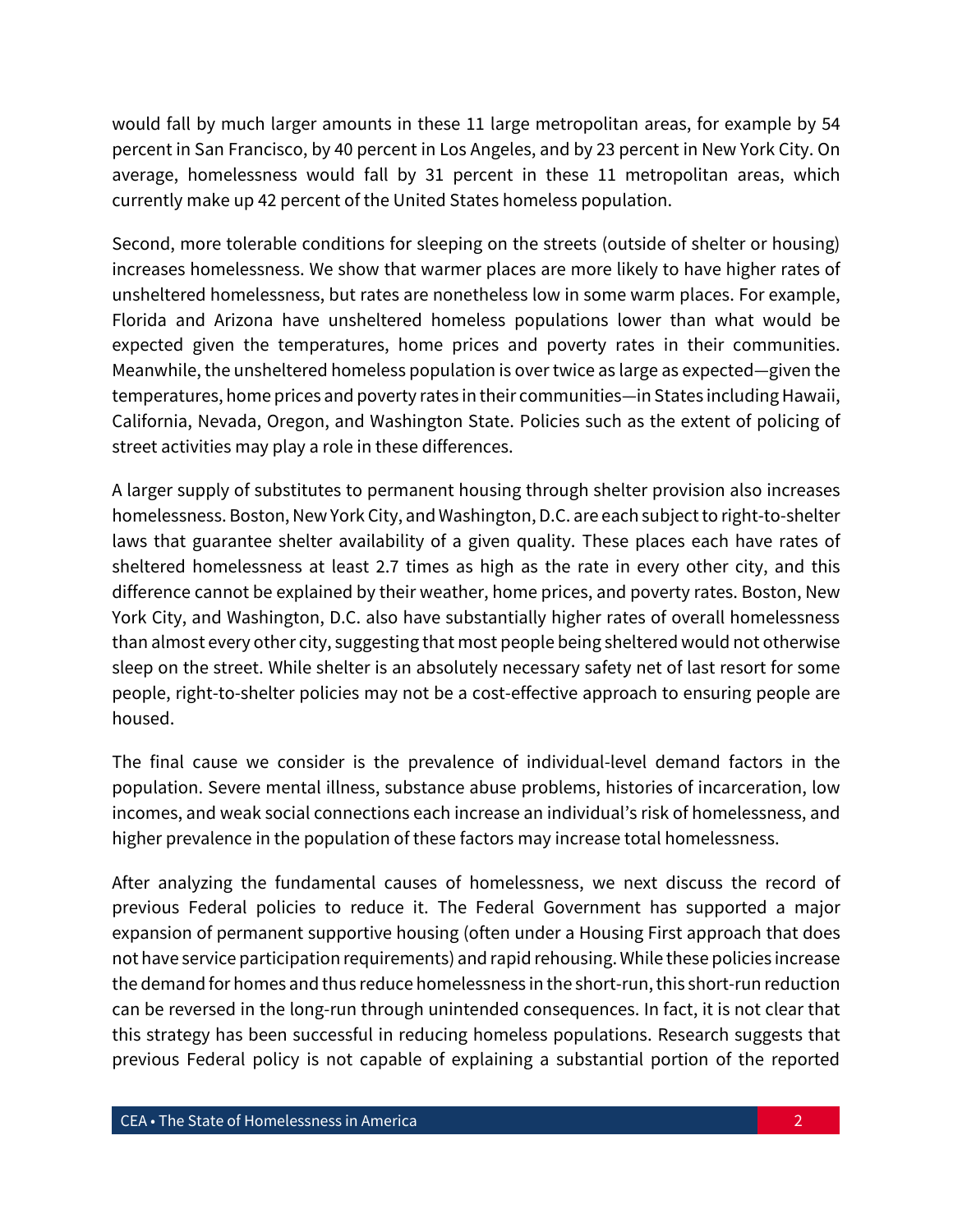would fall by much larger amounts in these 11 large metropolitan areas, for example by 54 percent in San Francisco, by 40 percent in Los Angeles, and by 23 percent in New York City. On average, homelessness would fall by 31 percent in these 11 metropolitan areas, which currently make up 42 percent of the United States homeless population.

Second, more tolerable conditions for sleeping on the streets (outside of shelter or housing) increases homelessness. We show that warmer places are more likely to have higher rates of unsheltered homelessness, but rates are nonetheless low in some warm places. For example, Florida and Arizona have unsheltered homeless populations lower than what would be expected given the temperatures, home prices and poverty rates in their communities. Meanwhile, the unsheltered homeless population is over twice as large as expected—given the temperatures, home prices and poverty rates in their communities—in States including Hawaii, California, Nevada, Oregon, and Washington State. Policies such as the extent of policing of street activities may play a role in these differences.

A larger supply of substitutes to permanent housing through shelter provision also increases homelessness. Boston, New York City, and Washington, D.C. are each subject to right-to-shelter laws that guarantee shelter availability of a given quality. These places each have rates of sheltered homelessness at least 2.7 times as high as the rate in every other city, and this difference cannot be explained by their weather, home prices, and poverty rates. Boston, New York City, and Washington, D.C. also have substantially higher rates of overall homelessness than almost every other city, suggesting that most people being sheltered would not otherwise sleep on the street. While shelter is an absolutely necessary safety net of last resort for some people, right-to-shelter policies may not be a cost-effective approach to ensuring people are housed.

The final cause we consider is the prevalence of individual-level demand factors in the population. Severe mental illness, substance abuse problems, histories of incarceration, low incomes, and weak social connections each increase an individual's risk of homelessness, and higher prevalence in the population of these factors may increase total homelessness.

After analyzing the fundamental causes of homelessness, we next discuss the record of previous Federal policies to reduce it. The Federal Government has supported a major expansion of permanent supportive housing (often under a Housing First approach that does not have service participation requirements) and rapid rehousing. While these policies increase the demand for homes and thus reduce homelessness in the short-run, this short-run reduction can be reversed in the long-run through unintended consequences. In fact, it is not clear that this strategy has been successful in reducing homeless populations. Research suggests that previous Federal policy is not capable of explaining a substantial portion of the reported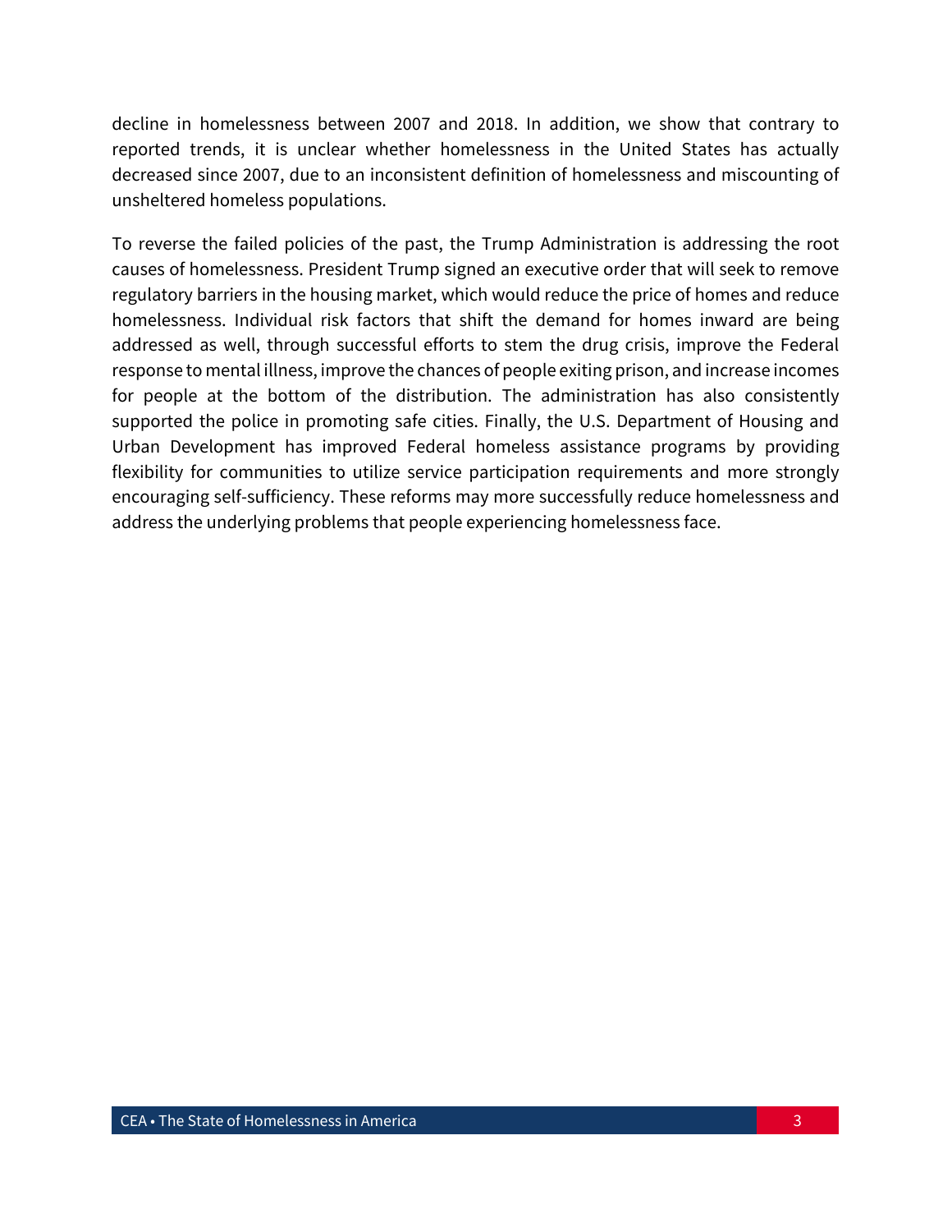decline in homelessness between 2007 and 2018. In addition, we show that contrary to reported trends, it is unclear whether homelessness in the United States has actually decreased since 2007, due to an inconsistent definition of homelessness and miscounting of unsheltered homeless populations.

To reverse the failed policies of the past, the Trump Administration is addressing the root causes of homelessness. President Trump signed an executive order that will seek to remove regulatory barriers in the housing market, which would reduce the price of homes and reduce homelessness. Individual risk factors that shift the demand for homes inward are being addressed as well, through successful efforts to stem the drug crisis, improve the Federal response to mental illness, improve the chances of people exiting prison, and increase incomes for people at the bottom of the distribution. The administration has also consistently supported the police in promoting safe cities. Finally, the U.S. Department of Housing and Urban Development has improved Federal homeless assistance programs by providing flexibility for communities to utilize service participation requirements and more strongly encouraging self-sufficiency. These reforms may more successfully reduce homelessness and address the underlying problems that people experiencing homelessness face.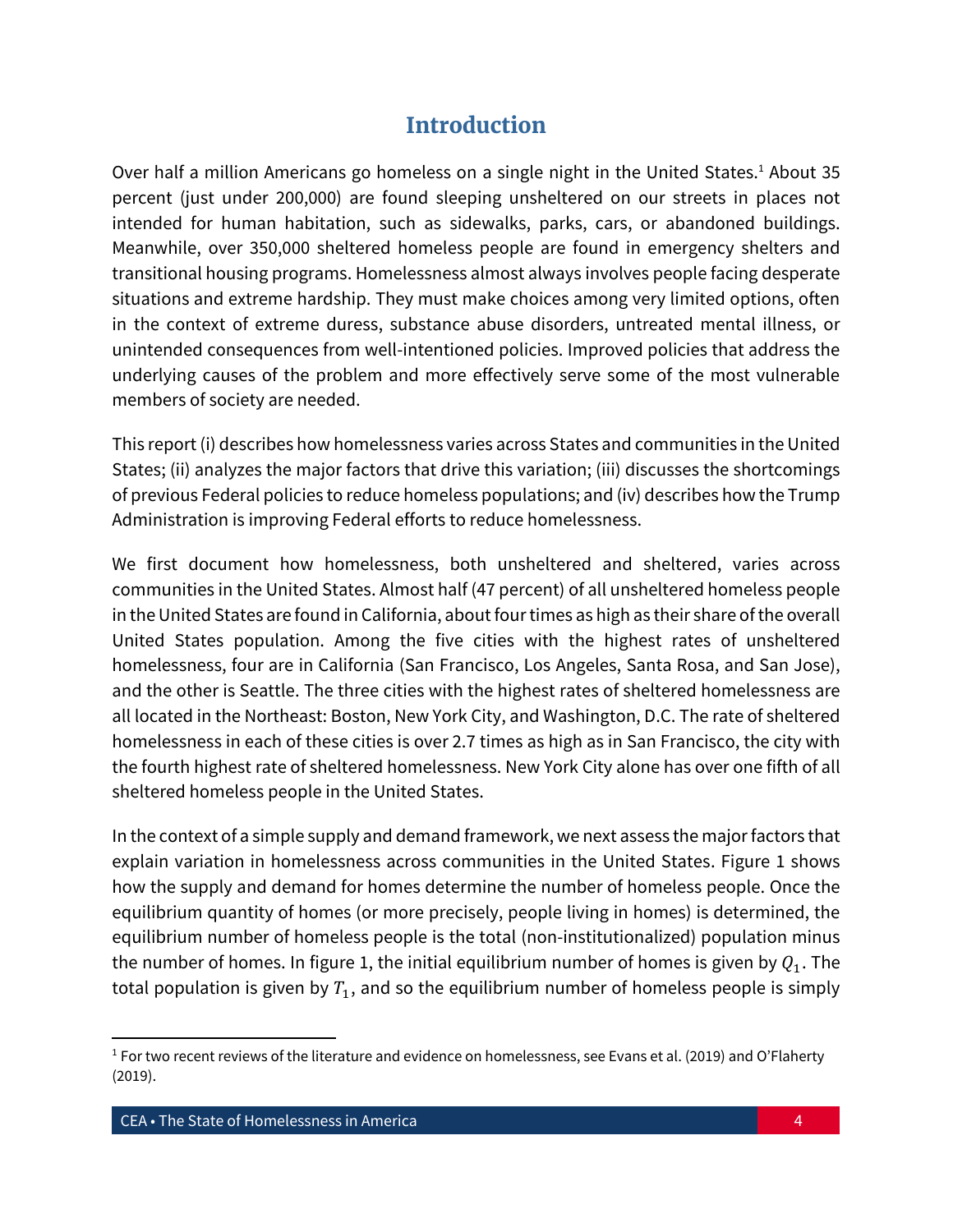## Introduction

Over half a million Americans go homeless on a single night in the United States.[1] About 35 percent (just under 200,000) are found sleeping unsheltered on our streets in places not intended for human habitation, such as sidewalks, parks, cars, or abandoned buildings. Meanwhile, over 350,000 sheltered homeless people are found in emergency shelters and transitional housing programs. Homelessness almost always involves people facing desperate situations and extreme hardship. They must make choices among very limited options, often in the context of extreme duress, substance abuse disorders, untreated mental illness, or unintended consequences from well-intentioned policies. Improved policies that address the underlying causes of the problem and more effectively serve some of the most vulnerable members of society are needed.

This report (i) describes how homelessness varies across States and communities in the United States; (ii) analyzes the major factors that drive this variation; (iii) discusses the shortcomings of previous Federal policies to reduce homeless populations; and (iv) describes how the Trump Administration is improving Federal efforts to reduce homelessness.

We first document how homelessness, both unsheltered and sheltered, varies across communities in the United States. Almost half (47 percent) of all unsheltered homeless people in the United States are found in California, about four times as high as their share of the overall United States population. Among the five cities with the highest rates of unsheltered homelessness, four are in California (San Francisco, Los Angeles, Santa Rosa, and San Jose), and the other is Seattle. The three cities with the highest rates of sheltered homelessness are all located in the Northeast: Boston, New York City, and Washington, D.C. The rate of sheltered homelessness in each of these cities is over 2.7 times as high as in San Francisco, the city with the fourth highest rate of sheltered homelessness. New York City alone has over one fifth of all sheltered homeless people in the United States.

In the context of a simple supply and demand framework, we next assess the major factors that explain variation in homelessness across communities in the United States. Figure 1 shows how the supply and demand for homes determine the number of homeless people. Once the equilibrium quantity of homes (or more precisely, people living in homes) is determined, the equilibrium number of homeless people is the total (non-institutionalized) population minus the number of homes. In figure 1, the initial equilibrium number of homes is given by $Q_1$. The total population is given by $T_1$, and so the equilibrium number of homeless people is simply

[1] For two recent reviews of the literature and evidence on homelessness, see Evans et al. (2019) and O'Flaherty (2019).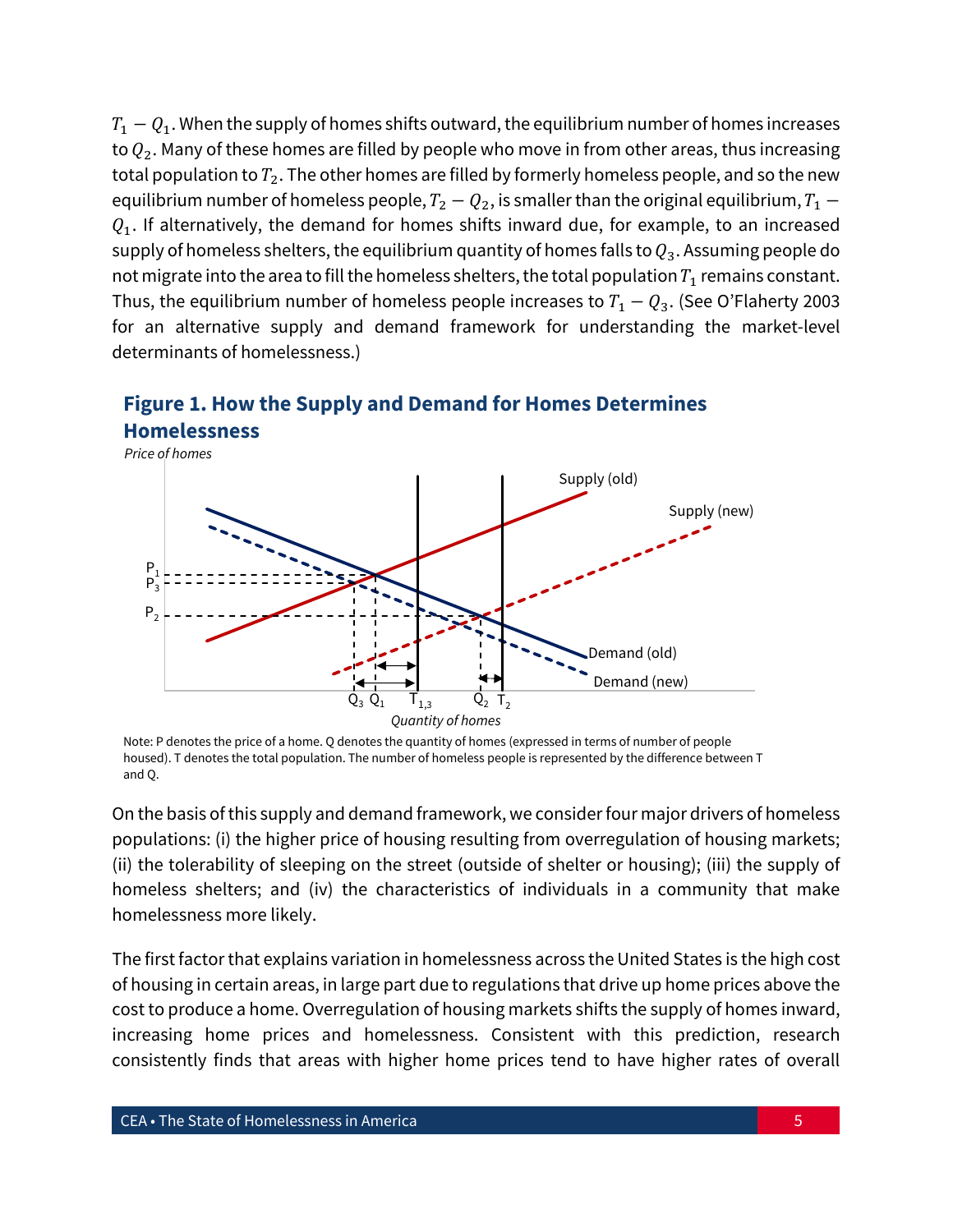$T_1 - Q_1$. When the supply of homes shifts outward, the equilibrium number of homes increases to $Q_2$. Many of these homes are filled by people who move in from other areas, thus increasing total population to $T_2$. The other homes are filled by formerly homeless people, and so the new equilibrium number of homeless people, $T_2 - Q_2$, is smaller than the original equilibrium, $T_1 - Q_1$. If alternatively, the demand for homes shifts inward due, for example, to an increased supply of homeless shelters, the equilibrium quantity of homes falls to $Q_3$. Assuming people do not migrate into the area to fill the homeless shelters, the total population $T_1$ remains constant. Thus, the equilibrium number of homeless people increases to $T_1 - Q_3$. (See O'Flaherty 2003 for an alternative supply and demand framework for understanding the market-level determinants of homelessness.)

## Figure 1. How the Supply and Demand for Homes Determines Homelessness

Note: P denotes the price of a home. Q denotes the quantity of homes (expressed in terms of number of people housed). T denotes the total population. The number of homeless people is represented by the difference between T and Q.

On the basis of this supply and demand framework, we consider four major drivers of homeless populations: (i) the higher price of housing resulting from overregulation of housing markets; (ii) the tolerability of sleeping on the street (outside of shelter or housing); (iii) the supply of homeless shelters; and (iv) the characteristics of individuals in a community that make homelessness more likely.

The first factor that explains variation in homelessness across the United States is the high cost of housing in certain areas, in large part due to regulations that drive up home prices above the cost to produce a home. Overregulation of housing markets shifts the supply of homes inward, increasing home prices and homelessness. Consistent with this prediction, research consistently finds that areas with higher home prices tend to have higher rates of overall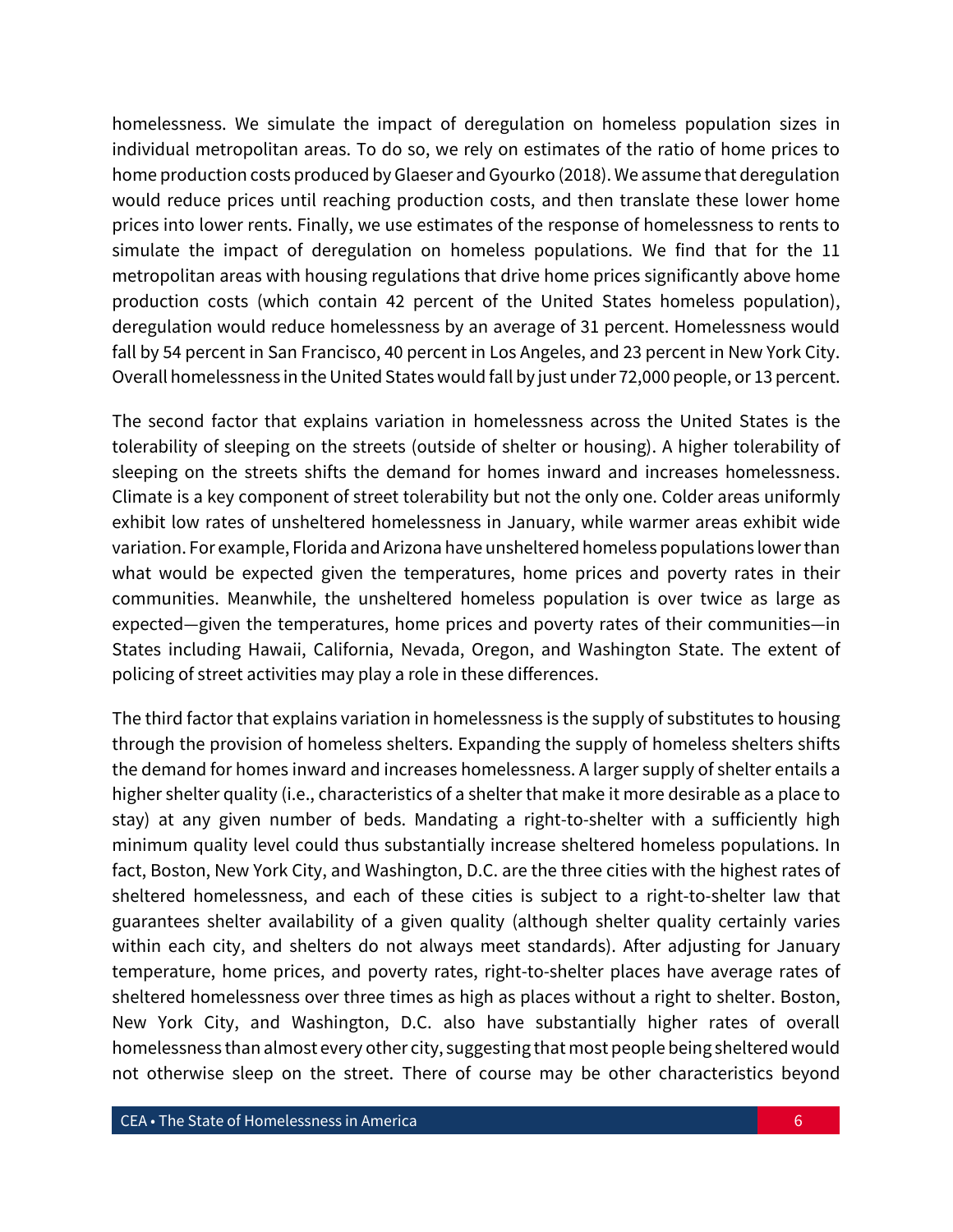homelessness. We simulate the impact of deregulation on homeless population sizes in individual metropolitan areas. To do so, we rely on estimates of the ratio of home prices to home production costs produced by Glaeser and Gyourko (2018). We assume that deregulation would reduce prices until reaching production costs, and then translate these lower home prices into lower rents. Finally, we use estimates of the response of homelessness to rents to simulate the impact of deregulation on homeless populations. We find that for the 11 metropolitan areas with housing regulations that drive home prices significantly above home production costs (which contain 42 percent of the United States homeless population), deregulation would reduce homelessness by an average of 31 percent. Homelessness would fall by 54 percent in San Francisco, 40 percent in Los Angeles, and 23 percent in New York City. Overall homelessness in the United States would fall by just under 72,000 people, or 13 percent.

The second factor that explains variation in homelessness across the United States is the tolerability of sleeping on the streets (outside of shelter or housing). A higher tolerability of sleeping on the streets shifts the demand for homes inward and increases homelessness. Climate is a key component of street tolerability but not the only one. Colder areas uniformly exhibit low rates of unsheltered homelessness in January, while warmer areas exhibit wide variation. For example, Florida and Arizona have unsheltered homeless populations lower than what would be expected given the temperatures, home prices and poverty rates in their communities. Meanwhile, the unsheltered homeless population is over twice as large as expected—given the temperatures, home prices and poverty rates of their communities—in States including Hawaii, California, Nevada, Oregon, and Washington State. The extent of policing of street activities may play a role in these differences.

The third factor that explains variation in homelessness is the supply of substitutes to housing through the provision of homeless shelters. Expanding the supply of homeless shelters shifts the demand for homes inward and increases homelessness. A larger supply of shelter entails a higher shelter quality (i.e., characteristics of a shelter that make it more desirable as a place to stay) at any given number of beds. Mandating a right-to-shelter with a sufficiently high minimum quality level could thus substantially increase sheltered homeless populations. In fact, Boston, New York City, and Washington, D.C. are the three cities with the highest rates of sheltered homelessness, and each of these cities is subject to a right-to-shelter law that guarantees shelter availability of a given quality (although shelter quality certainly varies within each city, and shelters do not always meet standards). After adjusting for January temperature, home prices, and poverty rates, right-to-shelter places have average rates of sheltered homelessness over three times as high as places without a right to shelter. Boston, New York City, and Washington, D.C. also have substantially higher rates of overall homelessness than almost every other city, suggesting that most people being sheltered would not otherwise sleep on the street. There of course may be other characteristics beyond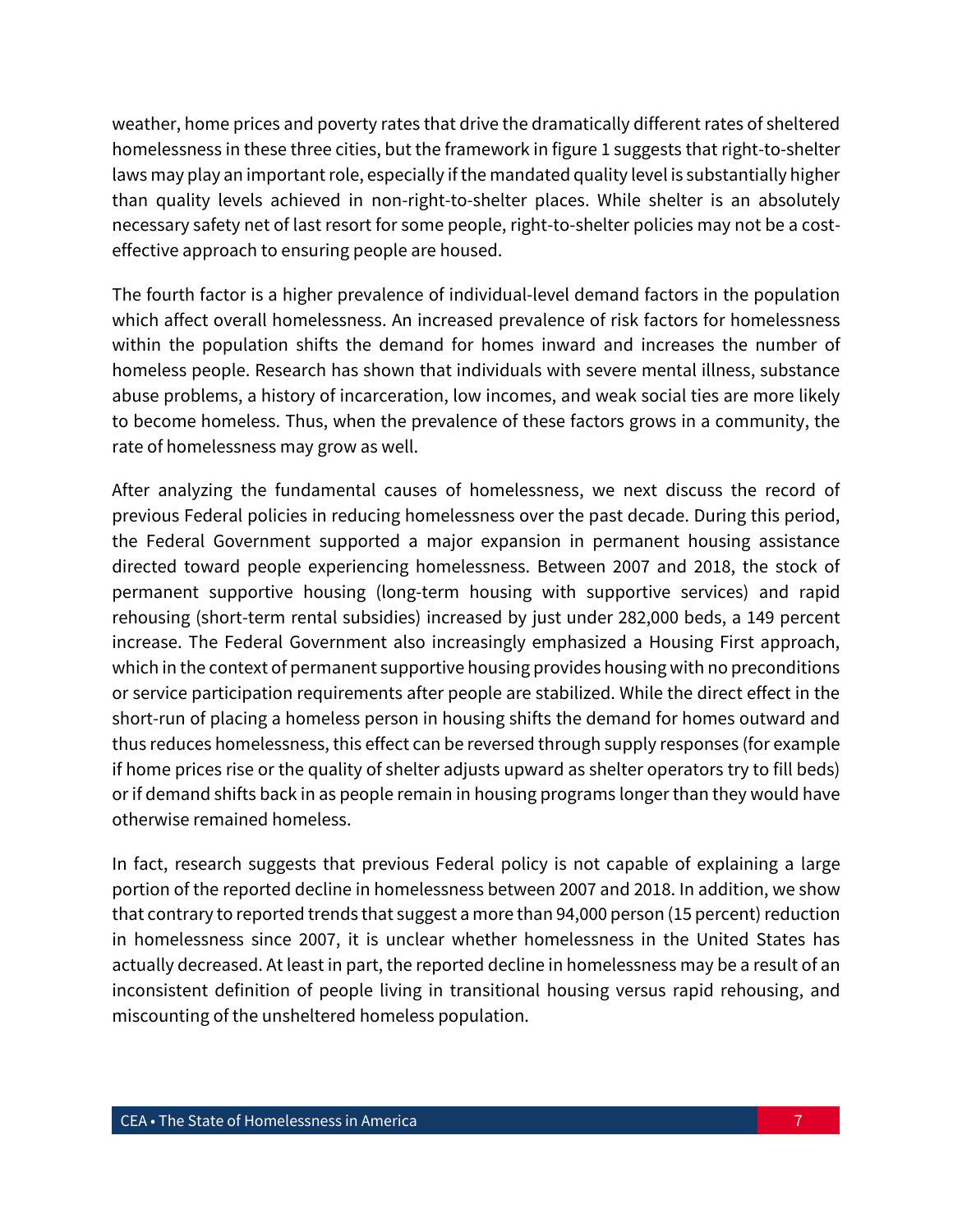weather, home prices and poverty rates that drive the dramatically different rates of sheltered homelessness in these three cities, but the framework in figure 1 suggests that right-to-shelter laws may play an important role, especially if the mandated quality level is substantially higher than quality levels achieved in non-right-to-shelter places. While shelter is an absolutely necessary safety net of last resort for some people, right-to-shelter policies may not be a cost-effective approach to ensuring people are housed.

The fourth factor is a higher prevalence of individual-level demand factors in the population which affect overall homelessness. An increased prevalence of risk factors for homelessness within the population shifts the demand for homes inward and increases the number of homeless people. Research has shown that individuals with severe mental illness, substance abuse problems, a history of incarceration, low incomes, and weak social ties are more likely to become homeless. Thus, when the prevalence of these factors grows in a community, the rate of homelessness may grow as well.

After analyzing the fundamental causes of homelessness, we next discuss the record of previous Federal policies in reducing homelessness over the past decade. During this period, the Federal Government supported a major expansion in permanent housing assistance directed toward people experiencing homelessness. Between 2007 and 2018, the stock of permanent supportive housing (long-term housing with supportive services) and rapid rehousing (short-term rental subsidies) increased by just under 282,000 beds, a 149 percent increase. The Federal Government also increasingly emphasized a Housing First approach, which in the context of permanent supportive housing provides housing with no preconditions or service participation requirements after people are stabilized. While the direct effect in the short-run of placing a homeless person in housing shifts the demand for homes outward and thus reduces homelessness, this effect can be reversed through supply responses (for example if home prices rise or the quality of shelter adjusts upward as shelter operators try to fill beds) or if demand shifts back in as people remain in housing programs longer than they would have otherwise remained homeless.

In fact, research suggests that previous Federal policy is not capable of explaining a large portion of the reported decline in homelessness between 2007 and 2018. In addition, we show that contrary to reported trends that suggest a more than 94,000 person (15 percent) reduction in homelessness since 2007, it is unclear whether homelessness in the United States has actually decreased. At least in part, the reported decline in homelessness may be a result of an inconsistent definition of people living in transitional housing versus rapid rehousing, and miscounting of the unsheltered homeless population.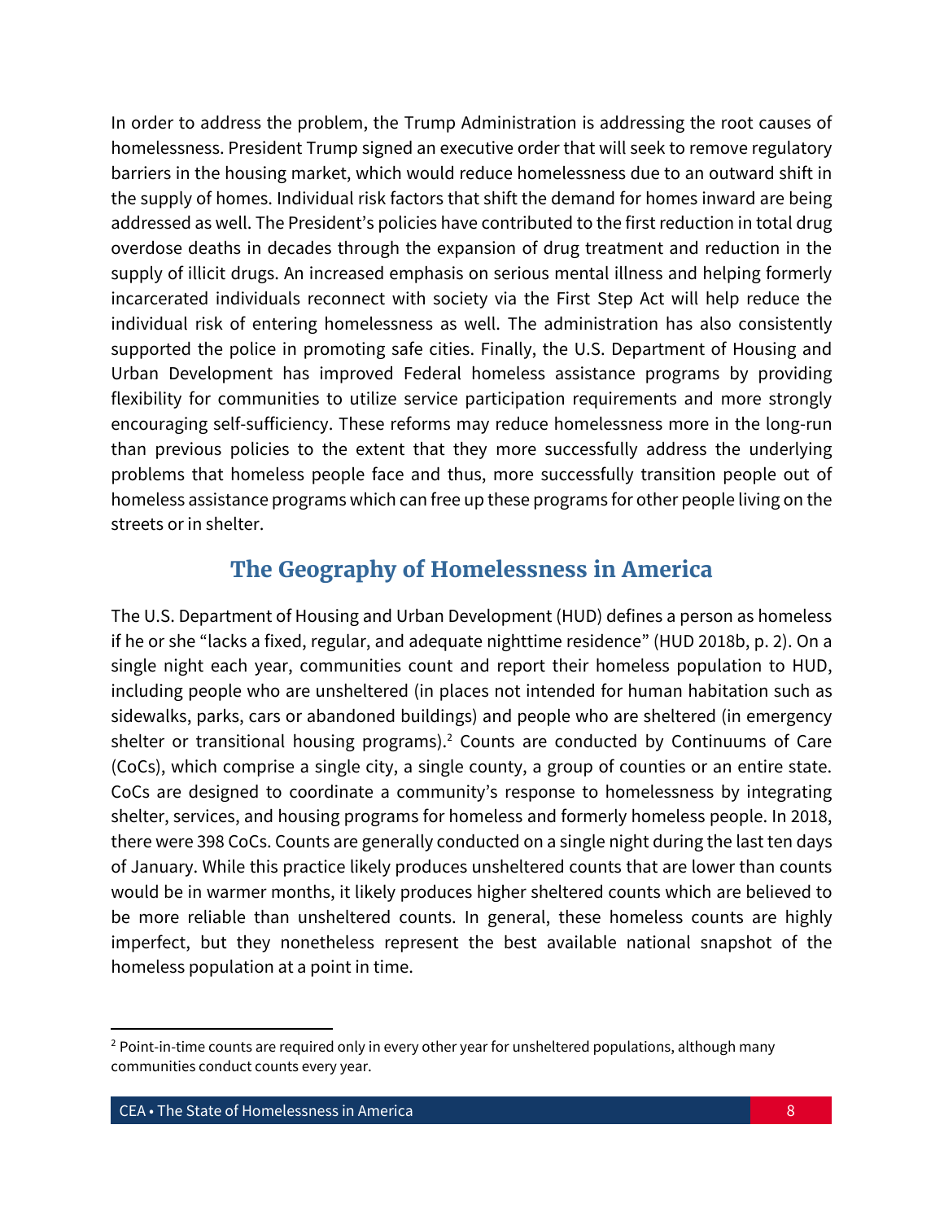In order to address the problem, the Trump Administration is addressing the root causes of homelessness. President Trump signed an executive order that will seek to remove regulatory barriers in the housing market, which would reduce homelessness due to an outward shift in the supply of homes. Individual risk factors that shift the demand for homes inward are being addressed as well. The President's policies have contributed to the first reduction in total drug overdose deaths in decades through the expansion of drug treatment and reduction in the supply of illicit drugs. An increased emphasis on serious mental illness and helping formerly incarcerated individuals reconnect with society via the First Step Act will help reduce the individual risk of entering homelessness as well. The administration has also consistently supported the police in promoting safe cities. Finally, the U.S. Department of Housing and Urban Development has improved Federal homeless assistance programs by providing flexibility for communities to utilize service participation requirements and more strongly encouraging self-sufficiency. These reforms may reduce homelessness more in the long-run than previous policies to the extent that they more successfully address the underlying problems that homeless people face and thus, more successfully transition people out of homeless assistance programs which can free up these programs for other people living on the streets or in shelter.

## The Geography of Homelessness in America

The U.S. Department of Housing and Urban Development (HUD) defines a person as homeless if he or she "lacks a fixed, regular, and adequate nighttime residence" (HUD 2018b, p. 2). On a single night each year, communities count and report their homeless population to HUD, including people who are unsheltered (in places not intended for human habitation such as sidewalks, parks, cars or abandoned buildings) and people who are sheltered (in emergency shelter or transitional housing programs).[2] Counts are conducted by Continuums of Care (CoCs), which comprise a single city, a single county, a group of counties or an entire state. CoCs are designed to coordinate a community's response to homelessness by integrating shelter, services, and housing programs for homeless and formerly homeless people. In 2018, there were 398 CoCs. Counts are generally conducted on a single night during the last ten days of January. While this practice likely produces unsheltered counts that are lower than counts would be in warmer months, it likely produces higher sheltered counts which are believed to be more reliable than unsheltered counts. In general, these homeless counts are highly imperfect, but they nonetheless represent the best available national snapshot of the homeless population at a point in time.

---

[2] Point-in-time counts are required only in every other year for unsheltered populations, although many communities conduct counts every year.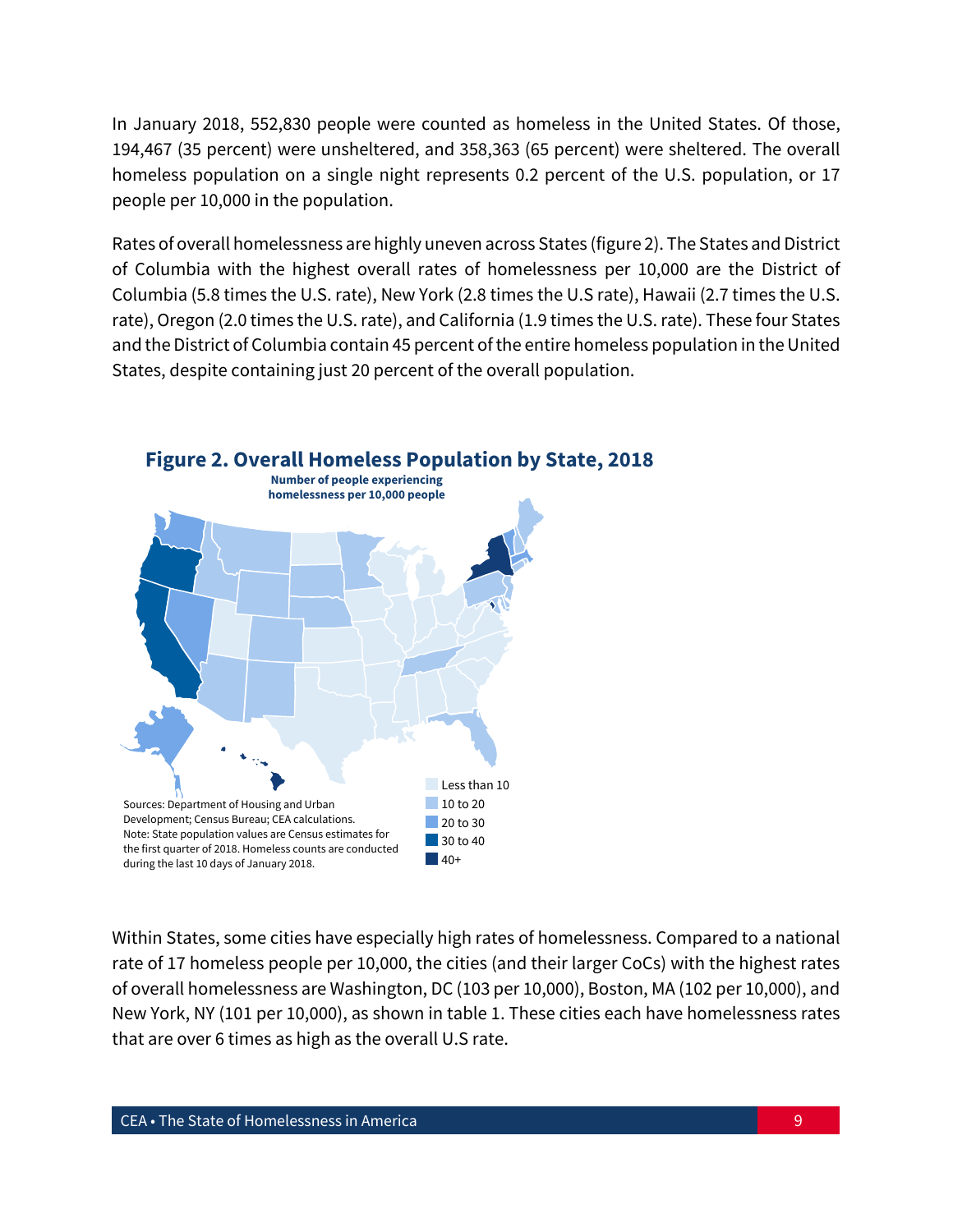In January 2018, 552,830 people were counted as homeless in the United States. Of those, 194,467 (35 percent) were unsheltered, and 358,363 (65 percent) were sheltered. The overall homeless population on a single night represents 0.2 percent of the U.S. population, or 17 people per 10,000 in the population.

Rates of overall homelessness are highly uneven across States (figure 2). The States and District of Columbia with the highest overall rates of homelessness per 10,000 are the District of Columbia (5.8 times the U.S. rate), New York (2.8 times the U.S rate), Hawaii (2.7 times the U.S. rate), Oregon (2.0 times the U.S. rate), and California (1.9 times the U.S. rate). These four States and the District of Columbia contain 45 percent of the entire homeless population in the United States, despite containing just 20 percent of the overall population.

**Figure 2. Overall Homeless Population by State, 2018**

**Number of people experiencing homelessness per 10,000 people**

- Less than 10
- 10 to 20
- 20 to 30
- 30 to 40
- 40+

Sources: Department of Housing and Urban Development; Census Bureau; CEA calculations.
Note: State population values are Census estimates for the first quarter of 2018. Homeless counts are conducted during the last 10 days of January 2018.

Within States, some cities have especially high rates of homelessness. Compared to a national rate of 17 homeless people per 10,000, the cities (and their larger CoCs) with the highest rates of overall homelessness are Washington, DC (103 per 10,000), Boston, MA (102 per 10,000), and New York, NY (101 per 10,000), as shown in table 1. These cities each have homelessness rates that are over 6 times as high as the overall U.S rate.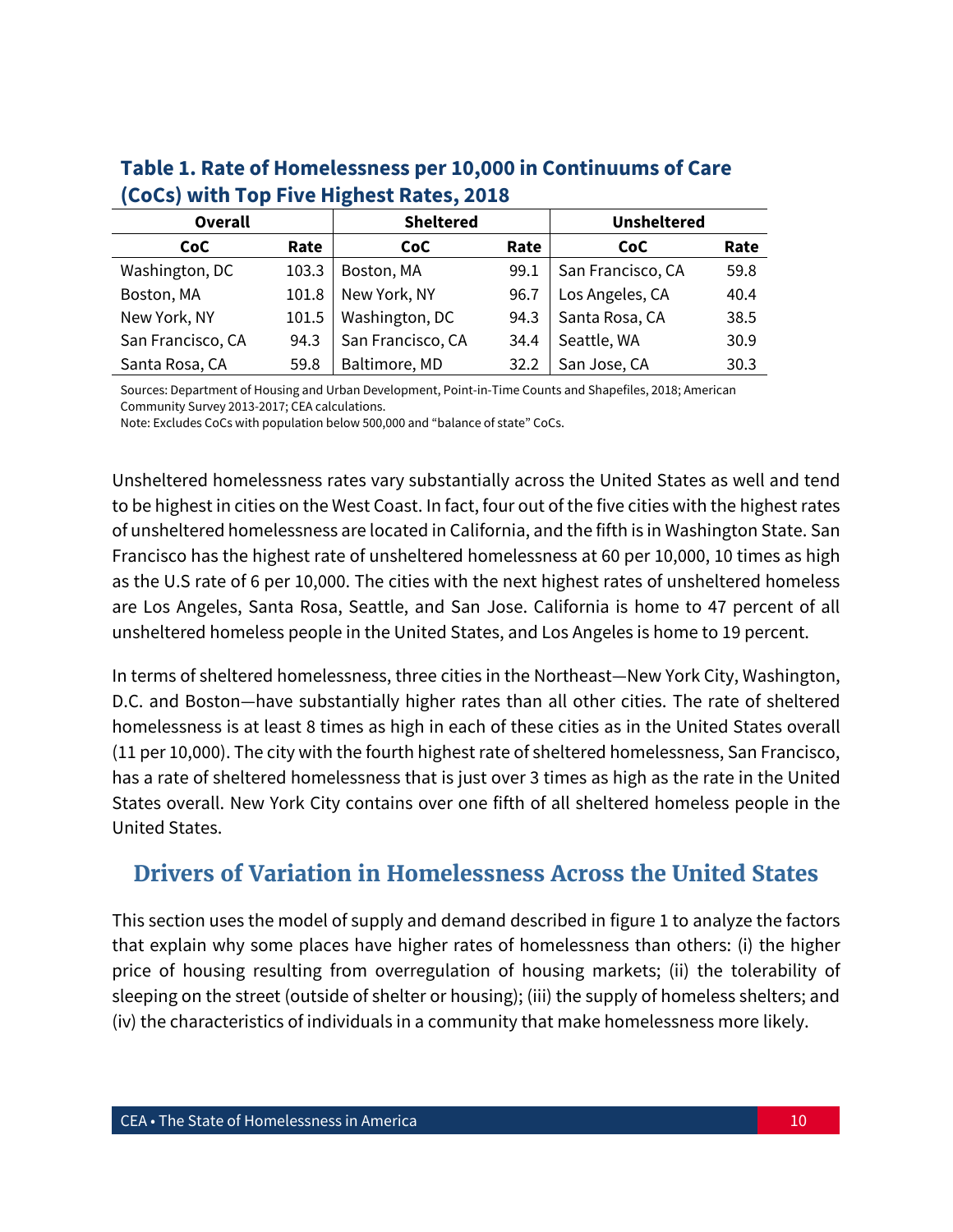**Table 1. Rate of Homelessness per 10,000 in Continuums of Care (CoCs) with Top Five Highest Rates, 2018**

| Overall | | Sheltered | | Unsheltered | |
|---|---|---|---|---|---|
| **CoC** | **Rate** | **CoC** | **Rate** | **CoC** | **Rate** |
| Washington, DC | 103.3 | Boston, MA | 99.1 | San Francisco, CA | 59.8 |
| Boston, MA | 101.8 | New York, NY | 96.7 | Los Angeles, CA | 40.4 |
| New York, NY | 101.5 | Washington, DC | 94.3 | Santa Rosa, CA | 38.5 |
| San Francisco, CA | 94.3 | San Francisco, CA | 34.4 | Seattle, WA | 30.9 |
| Santa Rosa, CA | 59.8 | Baltimore, MD | 32.2 | San Jose, CA | 30.3 |

Sources: Department of Housing and Urban Development, Point-in-Time Counts and Shapefiles, 2018; American Community Survey 2013-2017; CEA calculations.
Note: Excludes CoCs with population below 500,000 and "balance of state" CoCs.

Unsheltered homelessness rates vary substantially across the United States as well and tend to be highest in cities on the West Coast. In fact, four out of the five cities with the highest rates of unsheltered homelessness are located in California, and the fifth is in Washington State. San Francisco has the highest rate of unsheltered homelessness at 60 per 10,000, 10 times as high as the U.S rate of 6 per 10,000. The cities with the next highest rates of unsheltered homeless are Los Angeles, Santa Rosa, Seattle, and San Jose. California is home to 47 percent of all unsheltered homeless people in the United States, and Los Angeles is home to 19 percent.

In terms of sheltered homelessness, three cities in the Northeast—New York City, Washington, D.C. and Boston—have substantially higher rates than all other cities. The rate of sheltered homelessness is at least 8 times as high in each of these cities as in the United States overall (11 per 10,000). The city with the fourth highest rate of sheltered homelessness, San Francisco, has a rate of sheltered homelessness that is just over 3 times as high as the rate in the United States overall. New York City contains over one fifth of all sheltered homeless people in the United States.

## Drivers of Variation in Homelessness Across the United States

This section uses the model of supply and demand described in figure 1 to analyze the factors that explain why some places have higher rates of homelessness than others: (i) the higher price of housing resulting from overregulation of housing markets; (ii) the tolerability of sleeping on the street (outside of shelter or housing); (iii) the supply of homeless shelters; and (iv) the characteristics of individuals in a community that make homelessness more likely.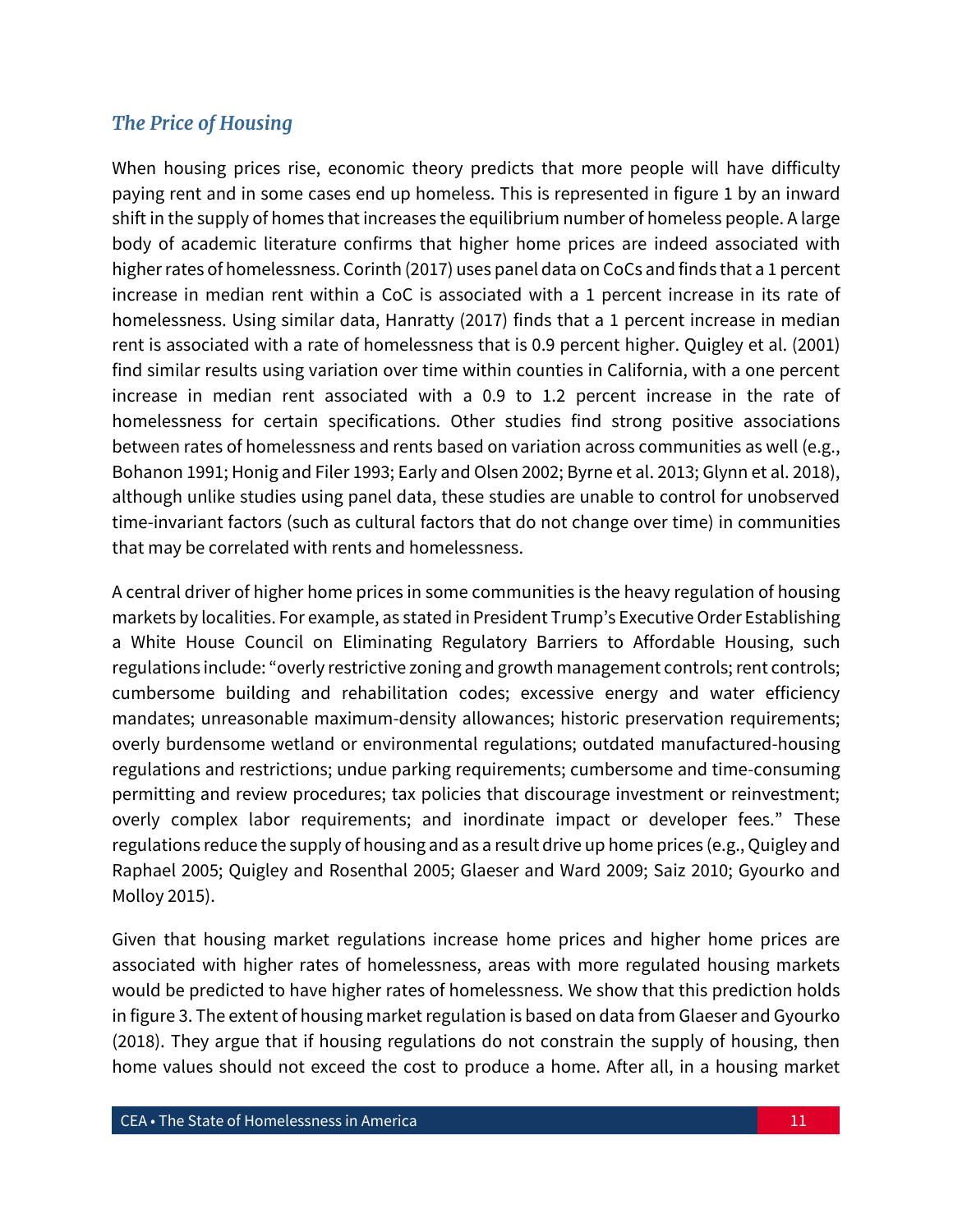### *The Price of Housing*

When housing prices rise, economic theory predicts that more people will have difficulty paying rent and in some cases end up homeless. This is represented in figure 1 by an inward shift in the supply of homes that increases the equilibrium number of homeless people. A large body of academic literature confirms that higher home prices are indeed associated with higher rates of homelessness. Corinth (2017) uses panel data on CoCs and finds that a 1 percent increase in median rent within a CoC is associated with a 1 percent increase in its rate of homelessness. Using similar data, Hanratty (2017) finds that a 1 percent increase in median rent is associated with a rate of homelessness that is 0.9 percent higher. Quigley et al. (2001) find similar results using variation over time within counties in California, with a one percent increase in median rent associated with a 0.9 to 1.2 percent increase in the rate of homelessness for certain specifications. Other studies find strong positive associations between rates of homelessness and rents based on variation across communities as well (e.g., Bohanon 1991; Honig and Filer 1993; Early and Olsen 2002; Byrne et al. 2013; Glynn et al. 2018), although unlike studies using panel data, these studies are unable to control for unobserved time-invariant factors (such as cultural factors that do not change over time) in communities that may be correlated with rents and homelessness.

A central driver of higher home prices in some communities is the heavy regulation of housing markets by localities. For example, as stated in President Trump's Executive Order Establishing a White House Council on Eliminating Regulatory Barriers to Affordable Housing, such regulations include: "overly restrictive zoning and growth management controls; rent controls; cumbersome building and rehabilitation codes; excessive energy and water efficiency mandates; unreasonable maximum-density allowances; historic preservation requirements; overly burdensome wetland or environmental regulations; outdated manufactured-housing regulations and restrictions; undue parking requirements; cumbersome and time-consuming permitting and review procedures; tax policies that discourage investment or reinvestment; overly complex labor requirements; and inordinate impact or developer fees." These regulations reduce the supply of housing and as a result drive up home prices (e.g., Quigley and Raphael 2005; Quigley and Rosenthal 2005; Glaeser and Ward 2009; Saiz 2010; Gyourko and Molloy 2015).

Given that housing market regulations increase home prices and higher home prices are associated with higher rates of homelessness, areas with more regulated housing markets would be predicted to have higher rates of homelessness. We show that this prediction holds in figure 3. The extent of housing market regulation is based on data from Glaeser and Gyourko (2018). They argue that if housing regulations do not constrain the supply of housing, then home values should not exceed the cost to produce a home. After all, in a housing market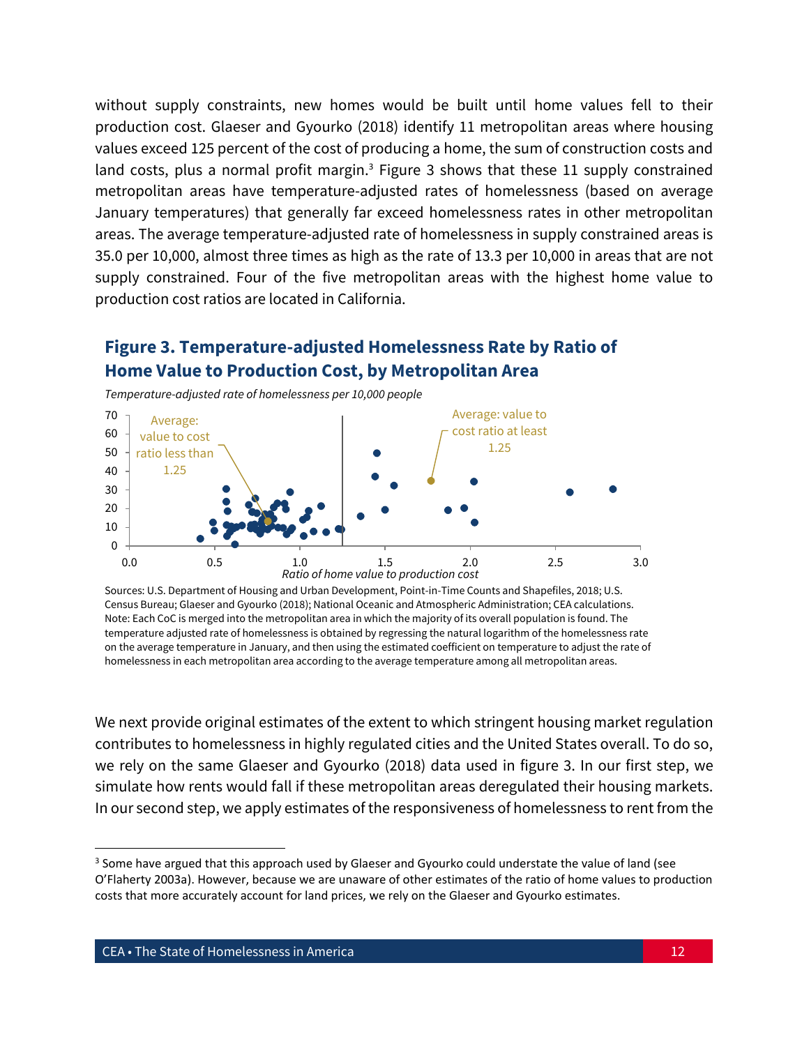without supply constraints, new homes would be built until home values fell to their production cost. Glaeser and Gyourko (2018) identify 11 metropolitan areas where housing values exceed 125 percent of the cost of producing a home, the sum of construction costs and land costs, plus a normal profit margin.[3] Figure 3 shows that these 11 supply constrained metropolitan areas have temperature-adjusted rates of homelessness (based on average January temperatures) that generally far exceed homelessness rates in other metropolitan areas. The average temperature-adjusted rate of homelessness in supply constrained areas is 35.0 per 10,000, almost three times as high as the rate of 13.3 per 10,000 in areas that are not supply constrained. Four of the five metropolitan areas with the highest home value to production cost ratios are located in California.

## Figure 3. Temperature-adjusted Homelessness Rate by Ratio of Home Value to Production Cost, by Metropolitan Area

*Temperature-adjusted rate of homelessness per 10,000 people*

Sources: U.S. Department of Housing and Urban Development, Point-in-Time Counts and Shapefiles, 2018; U.S. Census Bureau; Glaeser and Gyourko (2018); National Oceanic and Atmospheric Administration; CEA calculations.
Note: Each CoC is merged into the metropolitan area in which the majority of its overall population is found. The temperature adjusted rate of homelessness is obtained by regressing the natural logarithm of the homelessness rate on the average temperature in January, and then using the estimated coefficient on temperature to adjust the rate of homelessness in each metropolitan area according to the average temperature among all metropolitan areas.

We next provide original estimates of the extent to which stringent housing market regulation contributes to homelessness in highly regulated cities and the United States overall. To do so, we rely on the same Glaeser and Gyourko (2018) data used in figure 3. In our first step, we simulate how rents would fall if these metropolitan areas deregulated their housing markets. In our second step, we apply estimates of the responsiveness of homelessness to rent from the

[3] Some have argued that this approach used by Glaeser and Gyourko could understate the value of land (see O'Flaherty 2003a). However, because we are unaware of other estimates of the ratio of home values to production costs that more accurately account for land prices, we rely on the Glaeser and Gyourko estimates.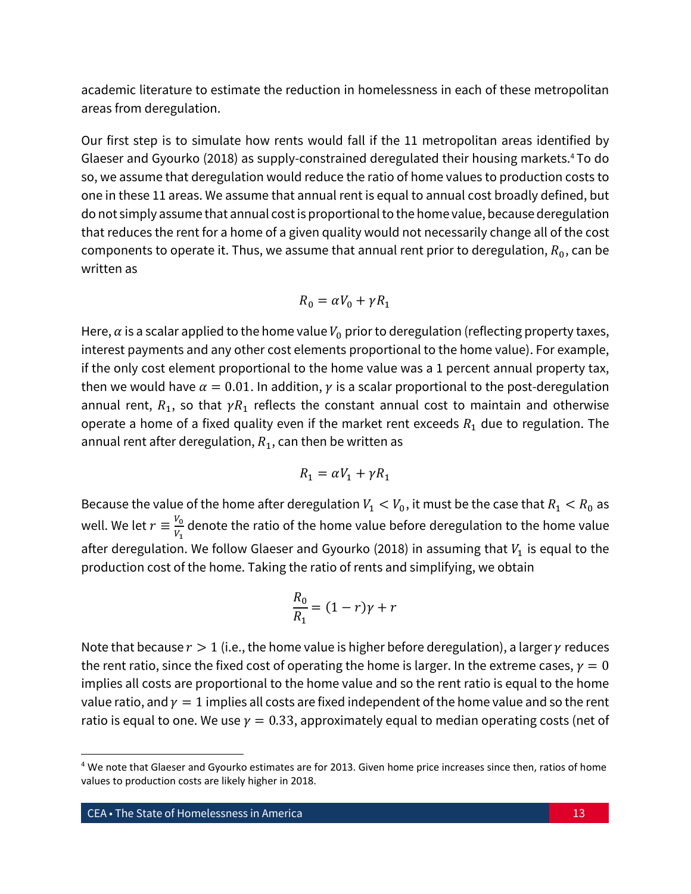academic literature to estimate the reduction in homelessness in each of these metropolitan areas from deregulation.

Our first step is to simulate how rents would fall if the 11 metropolitan areas identified by Glaeser and Gyourko (2018) as supply-constrained deregulated their housing markets.[4] To do so, we assume that deregulation would reduce the ratio of home values to production costs to one in these 11 areas. We assume that annual rent is equal to annual cost broadly defined, but do not simply assume that annual cost is proportional to the home value, because deregulation that reduces the rent for a home of a given quality would not necessarily change all of the cost components to operate it. Thus, we assume that annual rent prior to deregulation, $R_0$, can be written as

$$R_0 = \alpha V_0 + \gamma R_1$$

Here, $\alpha$ is a scalar applied to the home value $V_0$ prior to deregulation (reflecting property taxes, interest payments and any other cost elements proportional to the home value). For example, if the only cost element proportional to the home value was a 1 percent annual property tax, then we would have $\alpha = 0.01$. In addition, $\gamma$ is a scalar proportional to the post-deregulation annual rent, $R_1$, so that $\gamma R_1$ reflects the constant annual cost to maintain and otherwise operate a home of a fixed quality even if the market rent exceeds $R_1$ due to regulation. The annual rent after deregulation, $R_1$, can then be written as

$$R_1 = \alpha V_1 + \gamma R_1$$

Because the value of the home after deregulation $V_1 < V_0$, it must be the case that $R_1 < R_0$ as well. We let $r \equiv \frac{V_0}{V_1}$ denote the ratio of the home value before deregulation to the home value after deregulation. We follow Glaeser and Gyourko (2018) in assuming that $V_1$ is equal to the production cost of the home. Taking the ratio of rents and simplifying, we obtain

$$\frac{R_0}{R_1} = (1 - r)\gamma + r$$

Note that because $r > 1$ (i.e., the home value is higher before deregulation), a larger $\gamma$ reduces the rent ratio, since the fixed cost of operating the home is larger. In the extreme cases, $\gamma = 0$ implies all costs are proportional to the home value and so the rent ratio is equal to the home value ratio, and $\gamma = 1$ implies all costs are fixed independent of the home value and so the rent ratio is equal to one. We use $\gamma = 0.33$, approximately equal to median operating costs (net of

[4] We note that Glaeser and Gyourko estimates are for 2013. Given home price increases since then, ratios of home values to production costs are likely higher in 2018.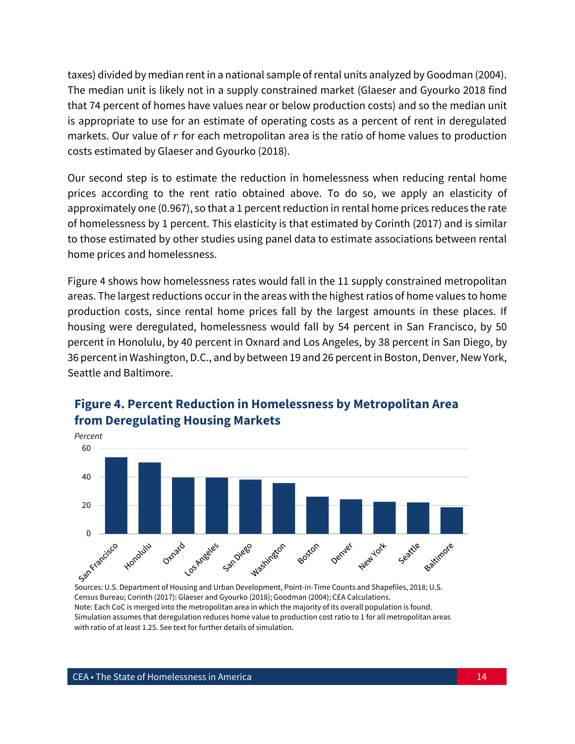taxes) divided by median rent in a national sample of rental units analyzed by Goodman (2004). The median unit is likely not in a supply constrained market (Glaeser and Gyourko 2018 find that 74 percent of homes have values near or below production costs) and so the median unit is appropriate to use for an estimate of operating costs as a percent of rent in deregulated markets. Our value of $r$ for each metropolitan area is the ratio of home values to production costs estimated by Glaeser and Gyourko (2018).

Our second step is to estimate the reduction in homelessness when reducing rental home prices according to the rent ratio obtained above. To do so, we apply an elasticity of approximately one (0.967), so that a 1 percent reduction in rental home prices reduces the rate of homelessness by 1 percent. This elasticity is that estimated by Corinth (2017) and is similar to those estimated by other studies using panel data to estimate associations between rental home prices and homelessness.

Figure 4 shows how homelessness rates would fall in the 11 supply constrained metropolitan areas. The largest reductions occur in the areas with the highest ratios of home values to home production costs, since rental home prices fall by the largest amounts in these places. If housing were deregulated, homelessness would fall by 54 percent in San Francisco, by 50 percent in Honolulu, by 40 percent in Oxnard and Los Angeles, by 38 percent in San Diego, by 36 percent in Washington, D.C., and by between 19 and 26 percent in Boston, Denver, New York, Seattle and Baltimore.

## Figure 4. Percent Reduction in Homelessness by Metropolitan Area from Deregulating Housing Markets

*Percent*

| Metropolitan Area | Percent |
|---|---|
| San Francisco | 54 |
| Honolulu | 50 |
| Oxnard | 40 |
| Los Angeles | 40 |
| San Diego | 38 |
| Washington | 36 |
| Boston | 26 |
| Denver | 24 |
| New York | 22 |
| Seattle | 22 |
| Baltimore | 19 |

Sources: U.S. Department of Housing and Urban Development, Point-in-Time Counts and Shapefiles, 2018; U.S. Census Bureau; Corinth (2017): Glaeser and Gyourko (2018); Goodman (2004); CEA Calculations.
Note: Each CoC is merged into the metropolitan area in which the majority of its overall population is found. Simulation assumes that deregulation reduces home value to production cost ratio to 1 for all metropolitan areas with ratio of at least 1.25. See text for further details of simulation.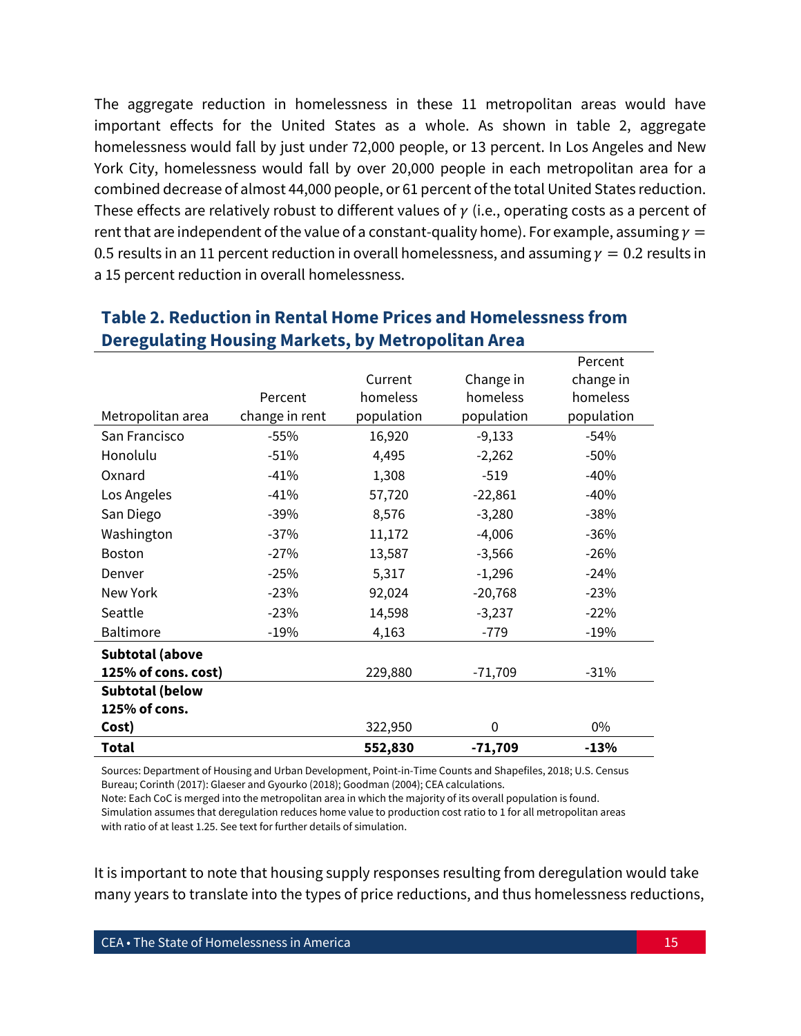The aggregate reduction in homelessness in these 11 metropolitan areas would have important effects for the United States as a whole. As shown in table 2, aggregate homelessness would fall by just under 72,000 people, or 13 percent. In Los Angeles and New York City, homelessness would fall by over 20,000 people in each metropolitan area for a combined decrease of almost 44,000 people, or 61 percent of the total United States reduction. These effects are relatively robust to different values of $\gamma$ (i.e., operating costs as a percent of rent that are independent of the value of a constant-quality home). For example, assuming $\gamma = 0.5$ results in an 11 percent reduction in overall homelessness, and assuming $\gamma = 0.2$ results in a 15 percent reduction in overall homelessness.

## Table 2. Reduction in Rental Home Prices and Homelessness from Deregulating Housing Markets, by Metropolitan Area

| Metropolitan area | Percent change in rent | Current homeless population | Change in homeless population | Percent change in homeless population |
|---|---|---|---|---|
| San Francisco | -55% | 16,920 | -9,133 | -54% |
| Honolulu | -51% | 4,495 | -2,262 | -50% |
| Oxnard | -41% | 1,308 | -519 | -40% |
| Los Angeles | -41% | 57,720 | -22,861 | -40% |
| San Diego | -39% | 8,576 | -3,280 | -38% |
| Washington | -37% | 11,172 | -4,006 | -36% |
| Boston | -27% | 13,587 | -3,566 | -26% |
| Denver | -25% | 5,317 | -1,296 | -24% |
| New York | -23% | 92,024 | -20,768 | -23% |
| Seattle | -23% | 14,598 | -3,237 | -22% |
| Baltimore | -19% | 4,163 | -779 | -19% |
| **Subtotal (above 125% of cons. cost)** | | 229,880 | -71,709 | -31% |
| **Subtotal (below 125% of cons. Cost)** | | 322,950 | 0 | 0% |
| **Total** | | **552,830** | **-71,709** | **-13%** |

Sources: Department of Housing and Urban Development, Point-in-Time Counts and Shapefiles, 2018; U.S. Census Bureau; Corinth (2017): Glaeser and Gyourko (2018); Goodman (2004); CEA calculations.
Note: Each CoC is merged into the metropolitan area in which the majority of its overall population is found. Simulation assumes that deregulation reduces home value to production cost ratio to 1 for all metropolitan areas with ratio of at least 1.25. See text for further details of simulation.

It is important to note that housing supply responses resulting from deregulation would take many years to translate into the types of price reductions, and thus homelessness reductions,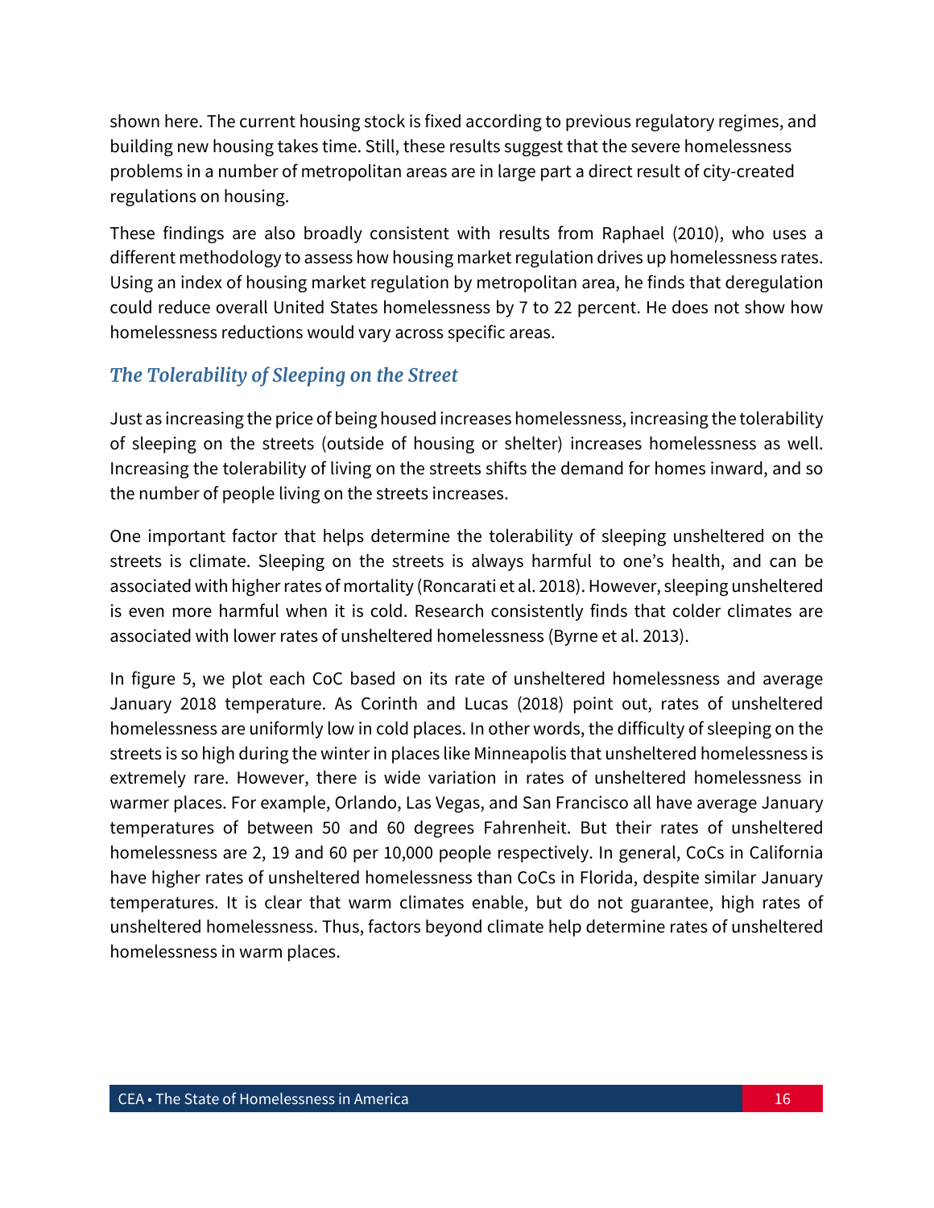shown here. The current housing stock is fixed according to previous regulatory regimes, and building new housing takes time. Still, these results suggest that the severe homelessness problems in a number of metropolitan areas are in large part a direct result of city-created regulations on housing.

These findings are also broadly consistent with results from Raphael (2010), who uses a different methodology to assess how housing market regulation drives up homelessness rates. Using an index of housing market regulation by metropolitan area, he finds that deregulation could reduce overall United States homelessness by 7 to 22 percent. He does not show how homelessness reductions would vary across specific areas.

### *The Tolerability of Sleeping on the Street*

Just as increasing the price of being housed increases homelessness, increasing the tolerability of sleeping on the streets (outside of housing or shelter) increases homelessness as well. Increasing the tolerability of living on the streets shifts the demand for homes inward, and so the number of people living on the streets increases.

One important factor that helps determine the tolerability of sleeping unsheltered on the streets is climate. Sleeping on the streets is always harmful to one's health, and can be associated with higher rates of mortality (Roncarati et al. 2018). However, sleeping unsheltered is even more harmful when it is cold. Research consistently finds that colder climates are associated with lower rates of unsheltered homelessness (Byrne et al. 2013).

In figure 5, we plot each CoC based on its rate of unsheltered homelessness and average January 2018 temperature. As Corinth and Lucas (2018) point out, rates of unsheltered homelessness are uniformly low in cold places. In other words, the difficulty of sleeping on the streets is so high during the winter in places like Minneapolis that unsheltered homelessness is extremely rare. However, there is wide variation in rates of unsheltered homelessness in warmer places. For example, Orlando, Las Vegas, and San Francisco all have average January temperatures of between 50 and 60 degrees Fahrenheit. But their rates of unsheltered homelessness are 2, 19 and 60 per 10,000 people respectively. In general, CoCs in California have higher rates of unsheltered homelessness than CoCs in Florida, despite similar January temperatures. It is clear that warm climates enable, but do not guarantee, high rates of unsheltered homelessness. Thus, factors beyond climate help determine rates of unsheltered homelessness in warm places.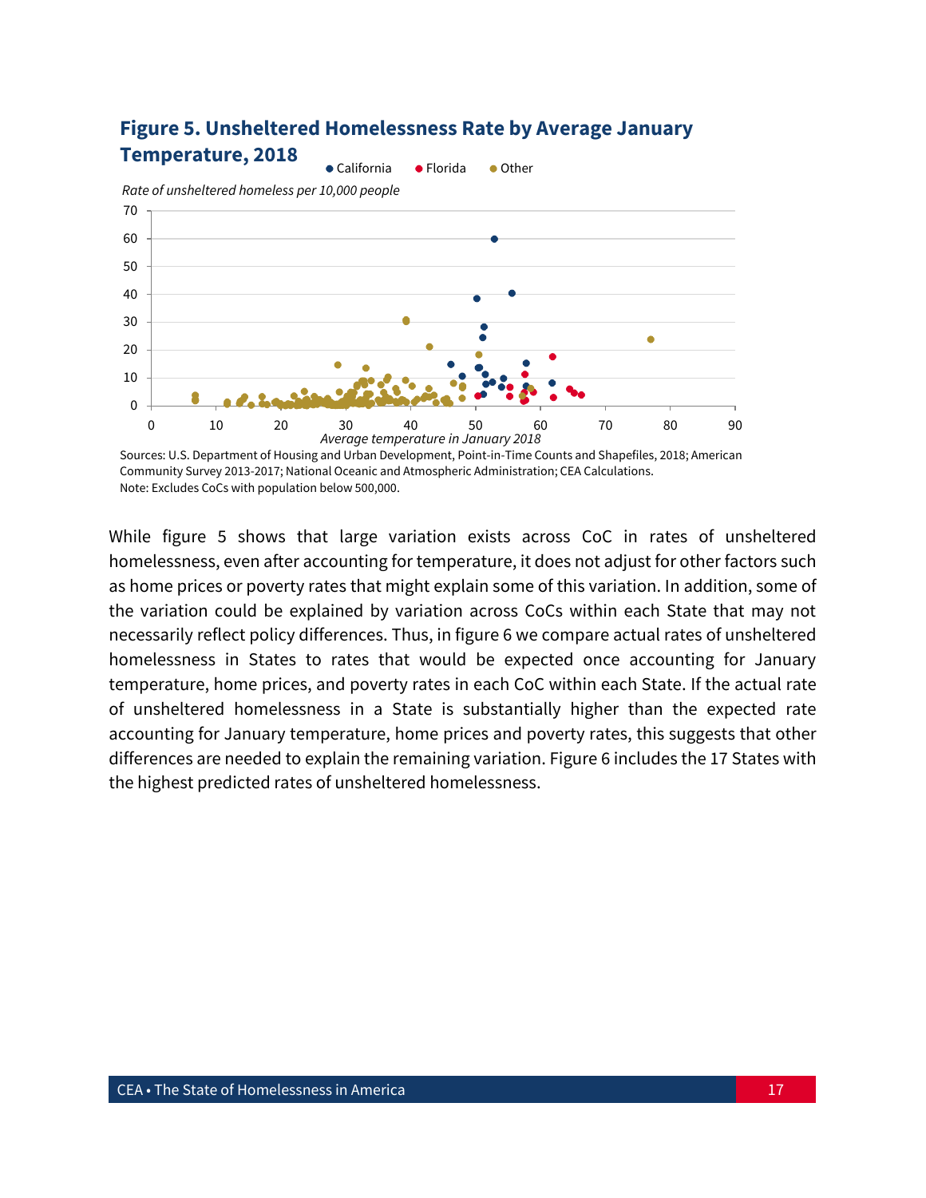## Figure 5. Unsheltered Homelessness Rate by Average January Temperature, 2018

Sources: U.S. Department of Housing and Urban Development, Point-in-Time Counts and Shapefiles, 2018; American Community Survey 2013-2017; National Oceanic and Atmospheric Administration; CEA Calculations.
Note: Excludes CoCs with population below 500,000.

While figure 5 shows that large variation exists across CoC in rates of unsheltered homelessness, even after accounting for temperature, it does not adjust for other factors such as home prices or poverty rates that might explain some of this variation. In addition, some of the variation could be explained by variation across CoCs within each State that may not necessarily reflect policy differences. Thus, in figure 6 we compare actual rates of unsheltered homelessness in States to rates that would be expected once accounting for January temperature, home prices, and poverty rates in each CoC within each State. If the actual rate of unsheltered homelessness in a State is substantially higher than the expected rate accounting for January temperature, home prices and poverty rates, this suggests that other differences are needed to explain the remaining variation. Figure 6 includes the 17 States with the highest predicted rates of unsheltered homelessness.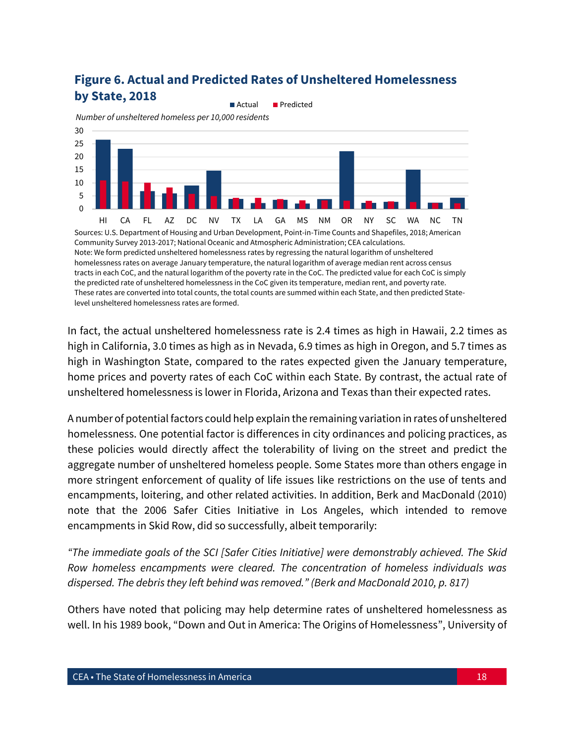## Figure 6. Actual and Predicted Rates of Unsheltered Homelessness by State, 2018

■ Actual ■ Predicted

*Number of unsheltered homeless per 10,000 residents*

Sources: U.S. Department of Housing and Urban Development, Point-in-Time Counts and Shapefiles, 2018; American Community Survey 2013-2017; National Oceanic and Atmospheric Administration; CEA calculations.
Note: We form predicted unsheltered homelessness rates by regressing the natural logarithm of unsheltered homelessness rates on average January temperature, the natural logarithm of average median rent across census tracts in each CoC, and the natural logarithm of the poverty rate in the CoC. The predicted value for each CoC is simply the predicted rate of unsheltered homelessness in the CoC given its temperature, median rent, and poverty rate. These rates are converted into total counts, the total counts are summed within each State, and then predicted State-level unsheltered homelessness rates are formed.

In fact, the actual unsheltered homelessness rate is 2.4 times as high in Hawaii, 2.2 times as high in California, 3.0 times as high as in Nevada, 6.9 times as high in Oregon, and 5.7 times as high in Washington State, compared to the rates expected given the January temperature, home prices and poverty rates of each CoC within each State. By contrast, the actual rate of unsheltered homelessness is lower in Florida, Arizona and Texas than their expected rates.

A number of potential factors could help explain the remaining variation in rates of unsheltered homelessness. One potential factor is differences in city ordinances and policing practices, as these policies would directly affect the tolerability of living on the street and predict the aggregate number of unsheltered homeless people. Some States more than others engage in more stringent enforcement of quality of life issues like restrictions on the use of tents and encampments, loitering, and other related activities. In addition, Berk and MacDonald (2010) note that the 2006 Safer Cities Initiative in Los Angeles, which intended to remove encampments in Skid Row, did so successfully, albeit temporarily:

*"The immediate goals of the SCI [Safer Cities Initiative] were demonstrably achieved. The Skid Row homeless encampments were cleared. The concentration of homeless individuals was dispersed. The debris they left behind was removed." (Berk and MacDonald 2010, p. 817)*

Others have noted that policing may help determine rates of unsheltered homelessness as well. In his 1989 book, "Down and Out in America: The Origins of Homelessness", University of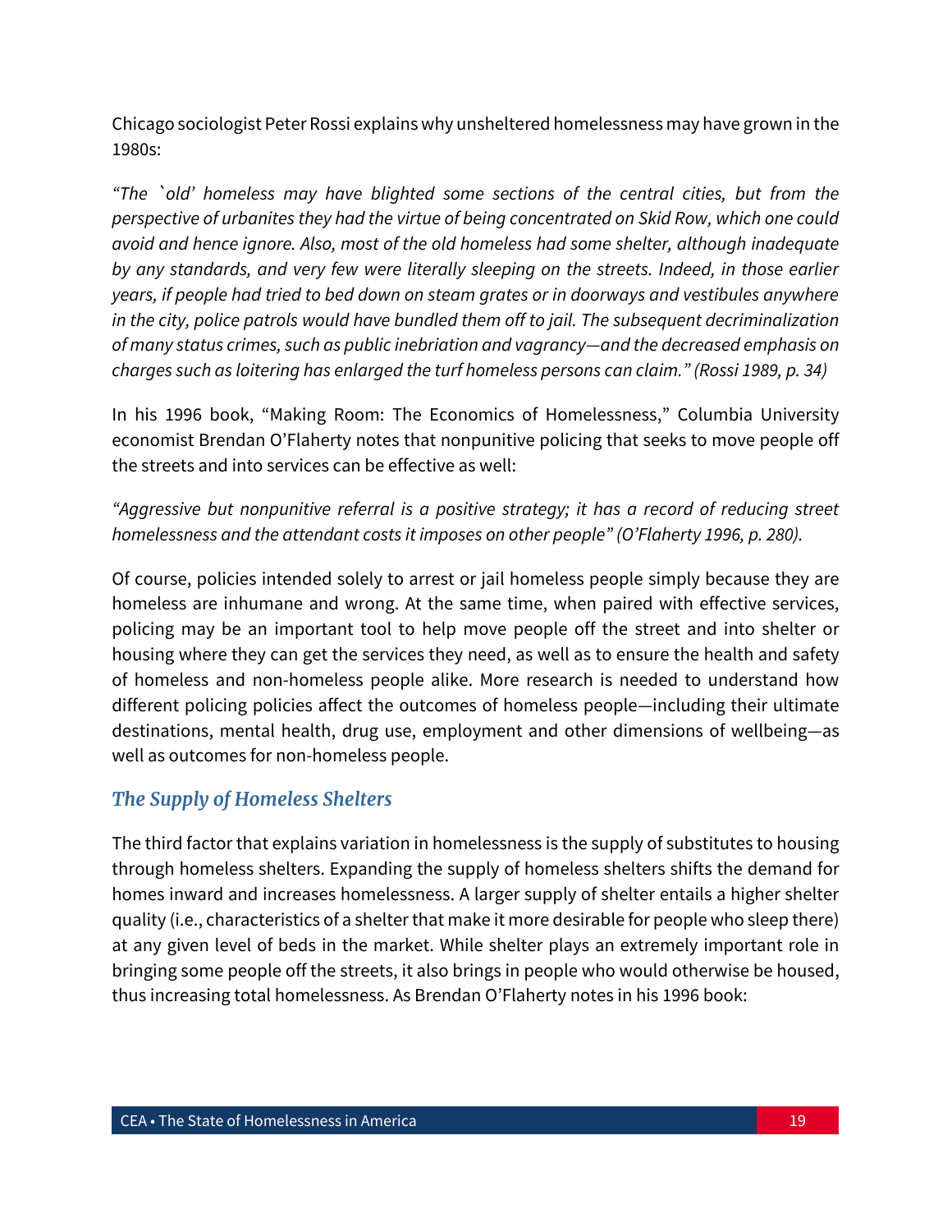Chicago sociologist Peter Rossi explains why unsheltered homelessness may have grown in the 1980s:

*"The `old' homeless may have blighted some sections of the central cities, but from the perspective of urbanites they had the virtue of being concentrated on Skid Row, which one could avoid and hence ignore. Also, most of the old homeless had some shelter, although inadequate by any standards, and very few were literally sleeping on the streets. Indeed, in those earlier years, if people had tried to bed down on steam grates or in doorways and vestibules anywhere in the city, police patrols would have bundled them off to jail. The subsequent decriminalization of many status crimes, such as public inebriation and vagrancy—and the decreased emphasis on charges such as loitering has enlarged the turf homeless persons can claim." (Rossi 1989, p. 34)*

In his 1996 book, "Making Room: The Economics of Homelessness," Columbia University economist Brendan O'Flaherty notes that nonpunitive policing that seeks to move people off the streets and into services can be effective as well:

*"Aggressive but nonpunitive referral is a positive strategy; it has a record of reducing street homelessness and the attendant costs it imposes on other people" (O'Flaherty 1996, p. 280).*

Of course, policies intended solely to arrest or jail homeless people simply because they are homeless are inhumane and wrong. At the same time, when paired with effective services, policing may be an important tool to help move people off the street and into shelter or housing where they can get the services they need, as well as to ensure the health and safety of homeless and non-homeless people alike. More research is needed to understand how different policing policies affect the outcomes of homeless people—including their ultimate destinations, mental health, drug use, employment and other dimensions of wellbeing—as well as outcomes for non-homeless people.

### *The Supply of Homeless Shelters*

The third factor that explains variation in homelessness is the supply of substitutes to housing through homeless shelters. Expanding the supply of homeless shelters shifts the demand for homes inward and increases homelessness. A larger supply of shelter entails a higher shelter quality (i.e., characteristics of a shelter that make it more desirable for people who sleep there) at any given level of beds in the market. While shelter plays an extremely important role in bringing some people off the streets, it also brings in people who would otherwise be housed, thus increasing total homelessness. As Brendan O'Flaherty notes in his 1996 book: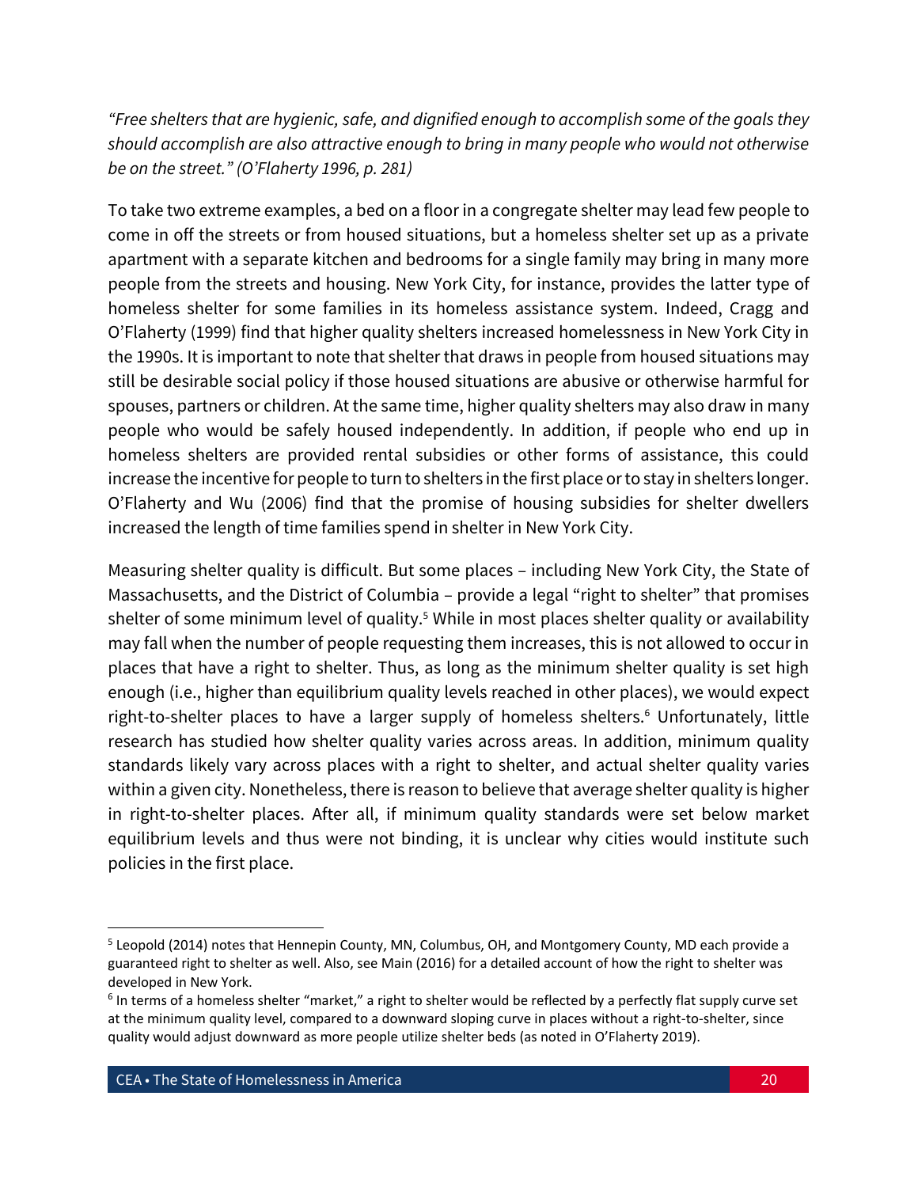*"Free shelters that are hygienic, safe, and dignified enough to accomplish some of the goals they should accomplish are also attractive enough to bring in many people who would not otherwise be on the street." (O'Flaherty 1996, p. 281)*

To take two extreme examples, a bed on a floor in a congregate shelter may lead few people to come in off the streets or from housed situations, but a homeless shelter set up as a private apartment with a separate kitchen and bedrooms for a single family may bring in many more people from the streets and housing. New York City, for instance, provides the latter type of homeless shelter for some families in its homeless assistance system. Indeed, Cragg and O'Flaherty (1999) find that higher quality shelters increased homelessness in New York City in the 1990s. It is important to note that shelter that draws in people from housed situations may still be desirable social policy if those housed situations are abusive or otherwise harmful for spouses, partners or children. At the same time, higher quality shelters may also draw in many people who would be safely housed independently. In addition, if people who end up in homeless shelters are provided rental subsidies or other forms of assistance, this could increase the incentive for people to turn to shelters in the first place or to stay in shelters longer. O'Flaherty and Wu (2006) find that the promise of housing subsidies for shelter dwellers increased the length of time families spend in shelter in New York City.

Measuring shelter quality is difficult. But some places – including New York City, the State of Massachusetts, and the District of Columbia – provide a legal "right to shelter" that promises shelter of some minimum level of quality.[5] While in most places shelter quality or availability may fall when the number of people requesting them increases, this is not allowed to occur in places that have a right to shelter. Thus, as long as the minimum shelter quality is set high enough (i.e., higher than equilibrium quality levels reached in other places), we would expect right-to-shelter places to have a larger supply of homeless shelters.[6] Unfortunately, little research has studied how shelter quality varies across areas. In addition, minimum quality standards likely vary across places with a right to shelter, and actual shelter quality varies within a given city. Nonetheless, there is reason to believe that average shelter quality is higher in right-to-shelter places. After all, if minimum quality standards were set below market equilibrium levels and thus were not binding, it is unclear why cities would institute such policies in the first place.

---

[5] Leopold (2014) notes that Hennepin County, MN, Columbus, OH, and Montgomery County, MD each provide a guaranteed right to shelter as well. Also, see Main (2016) for a detailed account of how the right to shelter was developed in New York.

[6] In terms of a homeless shelter "market," a right to shelter would be reflected by a perfectly flat supply curve set at the minimum quality level, compared to a downward sloping curve in places without a right-to-shelter, since quality would adjust downward as more people utilize shelter beds (as noted in O'Flaherty 2019).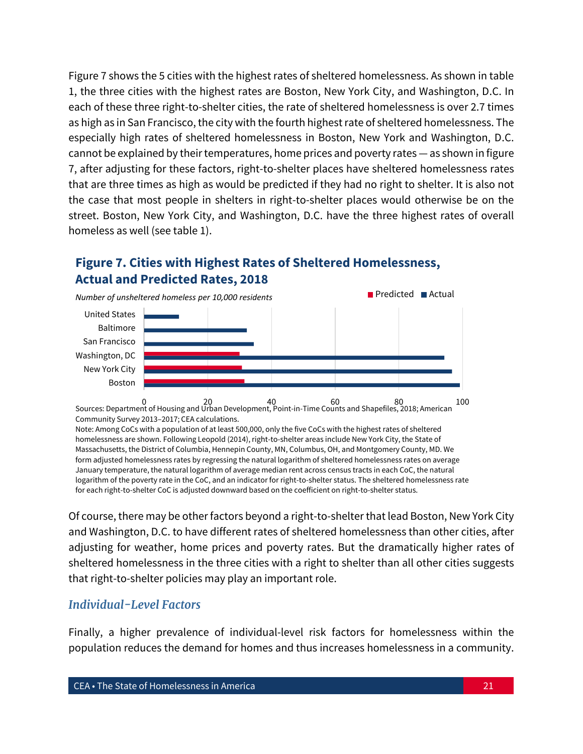Figure 7 shows the 5 cities with the highest rates of sheltered homelessness. As shown in table 1, the three cities with the highest rates are Boston, New York City, and Washington, D.C. In each of these three right-to-shelter cities, the rate of sheltered homelessness is over 2.7 times as high as in San Francisco, the city with the fourth highest rate of sheltered homelessness. The especially high rates of sheltered homelessness in Boston, New York and Washington, D.C. cannot be explained by their temperatures, home prices and poverty rates — as shown in figure 7, after adjusting for these factors, right-to-shelter places have sheltered homelessness rates that are three times as high as would be predicted if they had no right to shelter. It is also not the case that most people in shelters in right-to-shelter places would otherwise be on the street. Boston, New York City, and Washington, D.C. have the three highest rates of overall homeless as well (see table 1).

**Figure 7. Cities with Highest Rates of Sheltered Homelessness, Actual and Predicted Rates, 2018**

*Number of unsheltered homeless per 10,000 residents*

Sources: Department of Housing and Urban Development, Point-in-Time Counts and Shapefiles, 2018; American Community Survey 2013–2017; CEA calculations.

Note: Among CoCs with a population of at least 500,000, only the five CoCs with the highest rates of sheltered homelessness are shown. Following Leopold (2014), right-to-shelter areas include New York City, the State of Massachusetts, the District of Columbia, Hennepin County, MN, Columbus, OH, and Montgomery County, MD. We form adjusted homelessness rates by regressing the natural logarithm of sheltered homelessness rates on average January temperature, the natural logarithm of average median rent across census tracts in each CoC, the natural logarithm of the poverty rate in the CoC, and an indicator for right-to-shelter status. The sheltered homelessness rate for each right-to-shelter CoC is adjusted downward based on the coefficient on right-to-shelter status.

Of course, there may be other factors beyond a right-to-shelter that lead Boston, New York City and Washington, D.C. to have different rates of sheltered homelessness than other cities, after adjusting for weather, home prices and poverty rates. But the dramatically higher rates of sheltered homelessness in the three cities with a right to shelter than all other cities suggests that right-to-shelter policies may play an important role.

### *Individual-Level Factors*

Finally, a higher prevalence of individual-level risk factors for homelessness within the population reduces the demand for homes and thus increases homelessness in a community.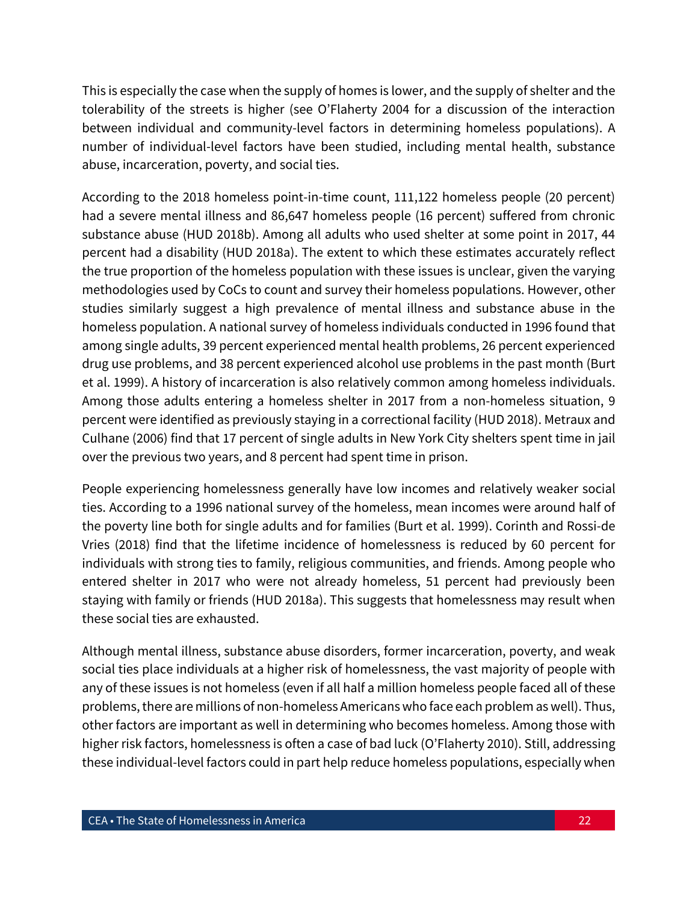This is especially the case when the supply of homes is lower, and the supply of shelter and the tolerability of the streets is higher (see O'Flaherty 2004 for a discussion of the interaction between individual and community-level factors in determining homeless populations). A number of individual-level factors have been studied, including mental health, substance abuse, incarceration, poverty, and social ties.

According to the 2018 homeless point-in-time count, 111,122 homeless people (20 percent) had a severe mental illness and 86,647 homeless people (16 percent) suffered from chronic substance abuse (HUD 2018b). Among all adults who used shelter at some point in 2017, 44 percent had a disability (HUD 2018a). The extent to which these estimates accurately reflect the true proportion of the homeless population with these issues is unclear, given the varying methodologies used by CoCs to count and survey their homeless populations. However, other studies similarly suggest a high prevalence of mental illness and substance abuse in the homeless population. A national survey of homeless individuals conducted in 1996 found that among single adults, 39 percent experienced mental health problems, 26 percent experienced drug use problems, and 38 percent experienced alcohol use problems in the past month (Burt et al. 1999). A history of incarceration is also relatively common among homeless individuals. Among those adults entering a homeless shelter in 2017 from a non-homeless situation, 9 percent were identified as previously staying in a correctional facility (HUD 2018). Metraux and Culhane (2006) find that 17 percent of single adults in New York City shelters spent time in jail over the previous two years, and 8 percent had spent time in prison.

People experiencing homelessness generally have low incomes and relatively weaker social ties. According to a 1996 national survey of the homeless, mean incomes were around half of the poverty line both for single adults and for families (Burt et al. 1999). Corinth and Rossi-de Vries (2018) find that the lifetime incidence of homelessness is reduced by 60 percent for individuals with strong ties to family, religious communities, and friends. Among people who entered shelter in 2017 who were not already homeless, 51 percent had previously been staying with family or friends (HUD 2018a). This suggests that homelessness may result when these social ties are exhausted.

Although mental illness, substance abuse disorders, former incarceration, poverty, and weak social ties place individuals at a higher risk of homelessness, the vast majority of people with any of these issues is not homeless (even if all half a million homeless people faced all of these problems, there are millions of non-homeless Americans who face each problem as well). Thus, other factors are important as well in determining who becomes homeless. Among those with higher risk factors, homelessness is often a case of bad luck (O'Flaherty 2010). Still, addressing these individual-level factors could in part help reduce homeless populations, especially when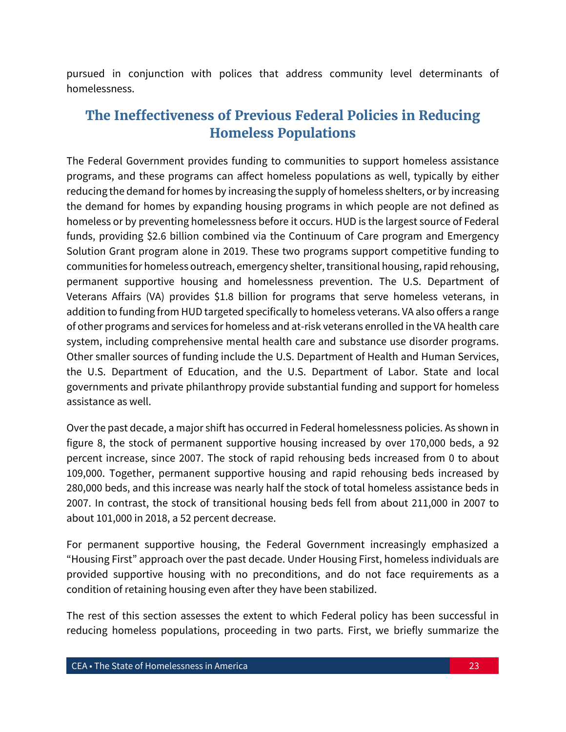pursued in conjunction with polices that address community level determinants of homelessness.

## The Ineffectiveness of Previous Federal Policies in Reducing Homeless Populations

The Federal Government provides funding to communities to support homeless assistance programs, and these programs can affect homeless populations as well, typically by either reducing the demand for homes by increasing the supply of homeless shelters, or by increasing the demand for homes by expanding housing programs in which people are not defined as homeless or by preventing homelessness before it occurs. HUD is the largest source of Federal funds, providing $2.6 billion combined via the Continuum of Care program and Emergency Solution Grant program alone in 2019. These two programs support competitive funding to communities for homeless outreach, emergency shelter, transitional housing, rapid rehousing, permanent supportive housing and homelessness prevention. The U.S. Department of Veterans Affairs (VA) provides $1.8 billion for programs that serve homeless veterans, in addition to funding from HUD targeted specifically to homeless veterans. VA also offers a range of other programs and services for homeless and at-risk veterans enrolled in the VA health care system, including comprehensive mental health care and substance use disorder programs. Other smaller sources of funding include the U.S. Department of Health and Human Services, the U.S. Department of Education, and the U.S. Department of Labor. State and local governments and private philanthropy provide substantial funding and support for homeless assistance as well.

Over the past decade, a major shift has occurred in Federal homelessness policies. As shown in figure 8, the stock of permanent supportive housing increased by over 170,000 beds, a 92 percent increase, since 2007. The stock of rapid rehousing beds increased from 0 to about 109,000. Together, permanent supportive housing and rapid rehousing beds increased by 280,000 beds, and this increase was nearly half the stock of total homeless assistance beds in 2007. In contrast, the stock of transitional housing beds fell from about 211,000 in 2007 to about 101,000 in 2018, a 52 percent decrease.

For permanent supportive housing, the Federal Government increasingly emphasized a "Housing First" approach over the past decade. Under Housing First, homeless individuals are provided supportive housing with no preconditions, and do not face requirements as a condition of retaining housing even after they have been stabilized.

The rest of this section assesses the extent to which Federal policy has been successful in reducing homeless populations, proceeding in two parts. First, we briefly summarize the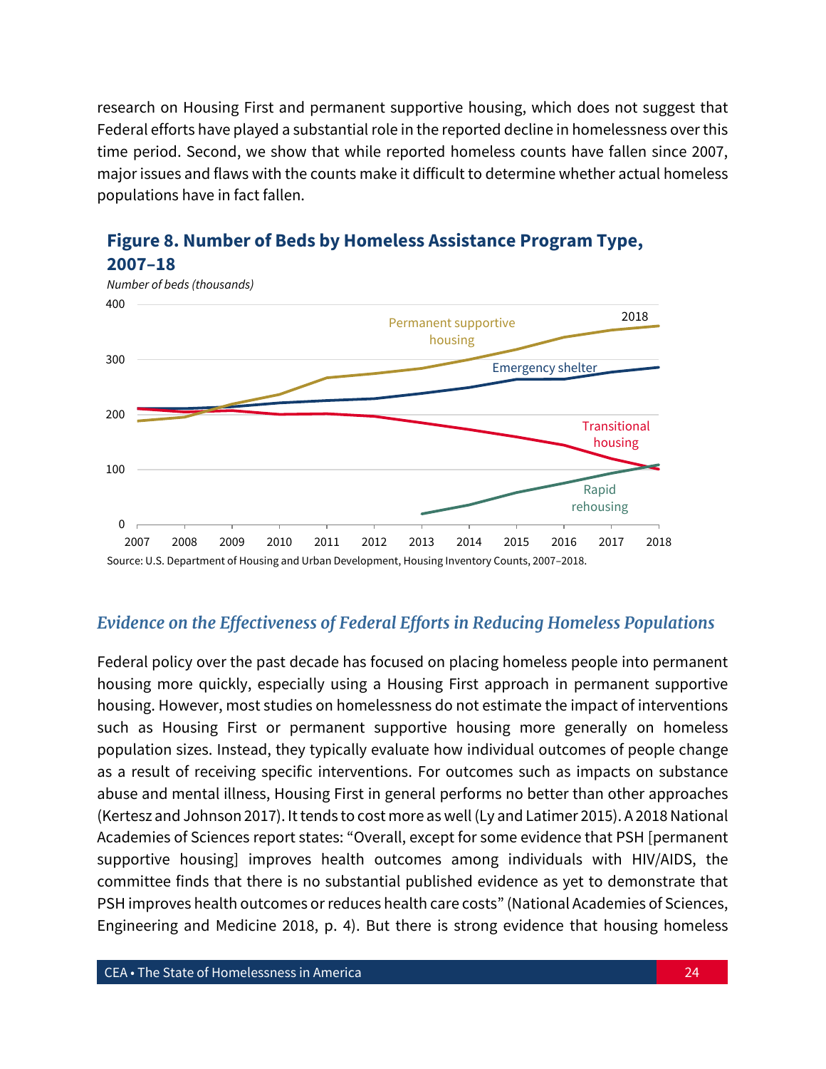research on Housing First and permanent supportive housing, which does not suggest that Federal efforts have played a substantial role in the reported decline in homelessness over this time period. Second, we show that while reported homeless counts have fallen since 2007, major issues and flaws with the counts make it difficult to determine whether actual homeless populations have in fact fallen.

**Figure 8. Number of Beds by Homeless Assistance Program Type, 2007–18**

Source: U.S. Department of Housing and Urban Development, Housing Inventory Counts, 2007–2018.

### *Evidence on the Effectiveness of Federal Efforts in Reducing Homeless Populations*

Federal policy over the past decade has focused on placing homeless people into permanent housing more quickly, especially using a Housing First approach in permanent supportive housing. However, most studies on homelessness do not estimate the impact of interventions such as Housing First or permanent supportive housing more generally on homeless population sizes. Instead, they typically evaluate how individual outcomes of people change as a result of receiving specific interventions. For outcomes such as impacts on substance abuse and mental illness, Housing First in general performs no better than other approaches (Kertesz and Johnson 2017). It tends to cost more as well (Ly and Latimer 2015). A 2018 National Academies of Sciences report states: "Overall, except for some evidence that PSH [permanent supportive housing] improves health outcomes among individuals with HIV/AIDS, the committee finds that there is no substantial published evidence as yet to demonstrate that PSH improves health outcomes or reduces health care costs" (National Academies of Sciences, Engineering and Medicine 2018, p. 4). But there is strong evidence that housing homeless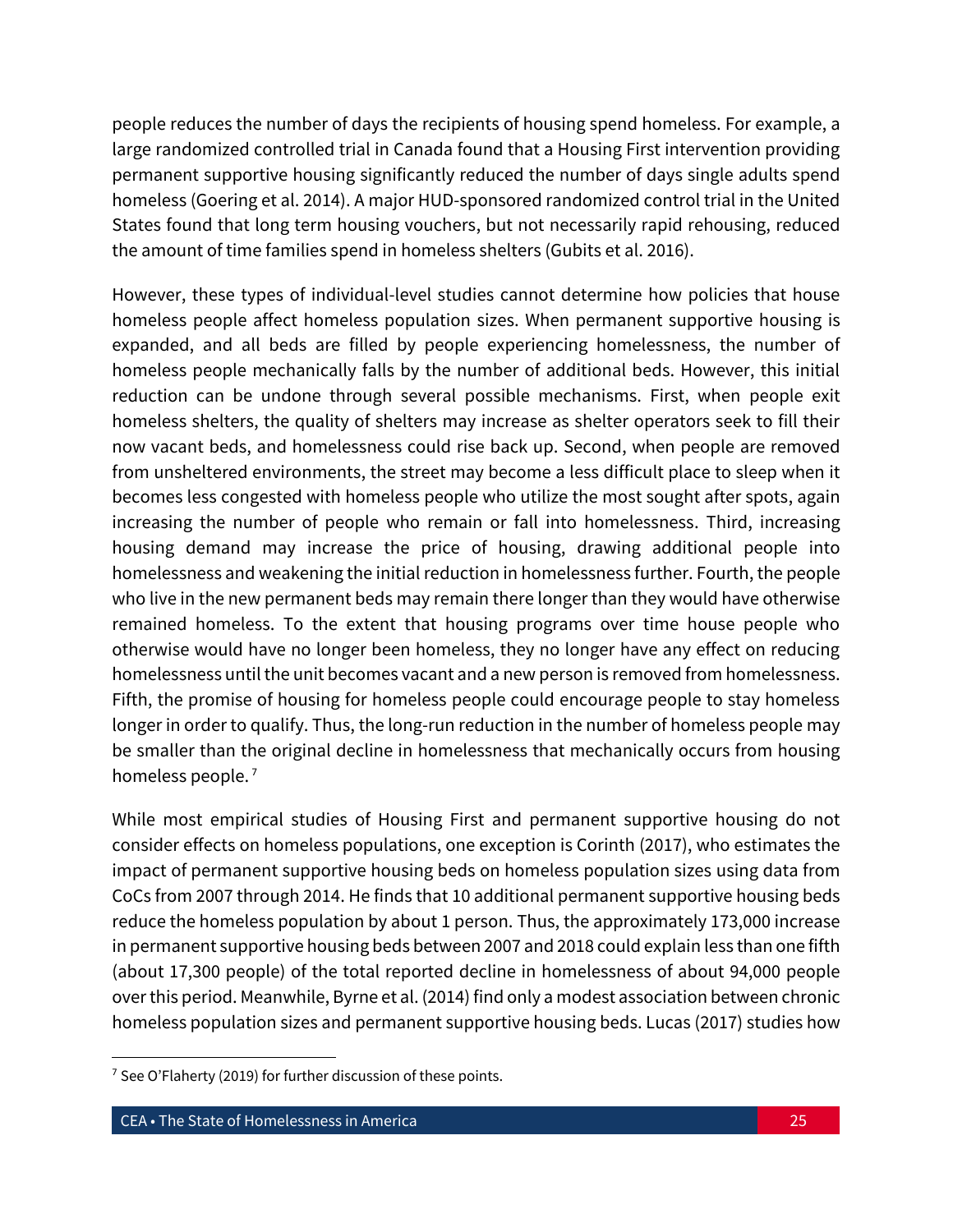people reduces the number of days the recipients of housing spend homeless. For example, a large randomized controlled trial in Canada found that a Housing First intervention providing permanent supportive housing significantly reduced the number of days single adults spend homeless (Goering et al. 2014). A major HUD-sponsored randomized control trial in the United States found that long term housing vouchers, but not necessarily rapid rehousing, reduced the amount of time families spend in homeless shelters (Gubits et al. 2016).

However, these types of individual-level studies cannot determine how policies that house homeless people affect homeless population sizes. When permanent supportive housing is expanded, and all beds are filled by people experiencing homelessness, the number of homeless people mechanically falls by the number of additional beds. However, this initial reduction can be undone through several possible mechanisms. First, when people exit homeless shelters, the quality of shelters may increase as shelter operators seek to fill their now vacant beds, and homelessness could rise back up. Second, when people are removed from unsheltered environments, the street may become a less difficult place to sleep when it becomes less congested with homeless people who utilize the most sought after spots, again increasing the number of people who remain or fall into homelessness. Third, increasing housing demand may increase the price of housing, drawing additional people into homelessness and weakening the initial reduction in homelessness further. Fourth, the people who live in the new permanent beds may remain there longer than they would have otherwise remained homeless. To the extent that housing programs over time house people who otherwise would have no longer been homeless, they no longer have any effect on reducing homelessness until the unit becomes vacant and a new person is removed from homelessness. Fifth, the promise of housing for homeless people could encourage people to stay homeless longer in order to qualify. Thus, the long-run reduction in the number of homeless people may be smaller than the original decline in homelessness that mechanically occurs from housing homeless people. [7]

While most empirical studies of Housing First and permanent supportive housing do not consider effects on homeless populations, one exception is Corinth (2017), who estimates the impact of permanent supportive housing beds on homeless population sizes using data from CoCs from 2007 through 2014. He finds that 10 additional permanent supportive housing beds reduce the homeless population by about 1 person. Thus, the approximately 173,000 increase in permanent supportive housing beds between 2007 and 2018 could explain less than one fifth (about 17,300 people) of the total reported decline in homelessness of about 94,000 people over this period. Meanwhile, Byrne et al. (2014) find only a modest association between chronic homeless population sizes and permanent supportive housing beds. Lucas (2017) studies how

[7] See O'Flaherty (2019) for further discussion of these points.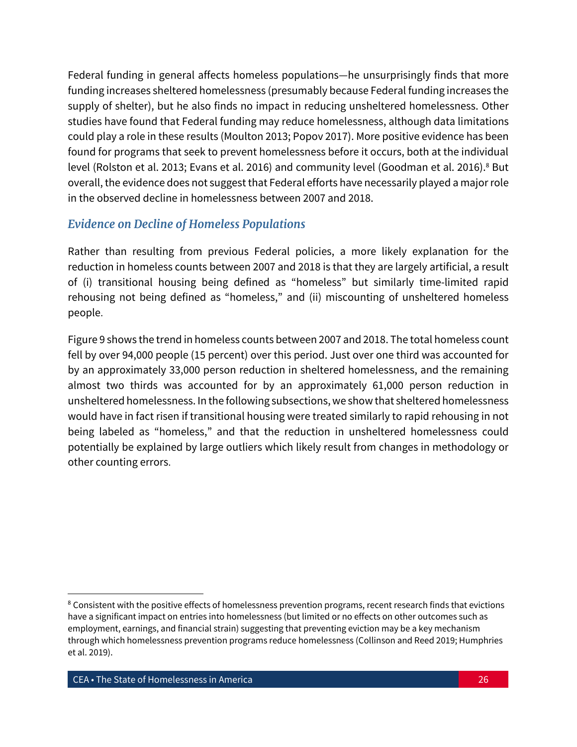Federal funding in general affects homeless populations—he unsurprisingly finds that more funding increases sheltered homelessness (presumably because Federal funding increases the supply of shelter), but he also finds no impact in reducing unsheltered homelessness. Other studies have found that Federal funding may reduce homelessness, although data limitations could play a role in these results (Moulton 2013; Popov 2017). More positive evidence has been found for programs that seek to prevent homelessness before it occurs, both at the individual level (Rolston et al. 2013; Evans et al. 2016) and community level (Goodman et al. 2016).[8] But overall, the evidence does not suggest that Federal efforts have necessarily played a major role in the observed decline in homelessness between 2007 and 2018.

### *Evidence on Decline of Homeless Populations*

Rather than resulting from previous Federal policies, a more likely explanation for the reduction in homeless counts between 2007 and 2018 is that they are largely artificial, a result of (i) transitional housing being defined as "homeless" but similarly time-limited rapid rehousing not being defined as "homeless," and (ii) miscounting of unsheltered homeless people.

Figure 9 shows the trend in homeless counts between 2007 and 2018. The total homeless count fell by over 94,000 people (15 percent) over this period. Just over one third was accounted for by an approximately 33,000 person reduction in sheltered homelessness, and the remaining almost two thirds was accounted for by an approximately 61,000 person reduction in unsheltered homelessness. In the following subsections, we show that sheltered homelessness would have in fact risen if transitional housing were treated similarly to rapid rehousing in not being labeled as "homeless," and that the reduction in unsheltered homelessness could potentially be explained by large outliers which likely result from changes in methodology or other counting errors.

---

[8] Consistent with the positive effects of homelessness prevention programs, recent research finds that evictions have a significant impact on entries into homelessness (but limited or no effects on other outcomes such as employment, earnings, and financial strain) suggesting that preventing eviction may be a key mechanism through which homelessness prevention programs reduce homelessness (Collinson and Reed 2019; Humphries et al. 2019).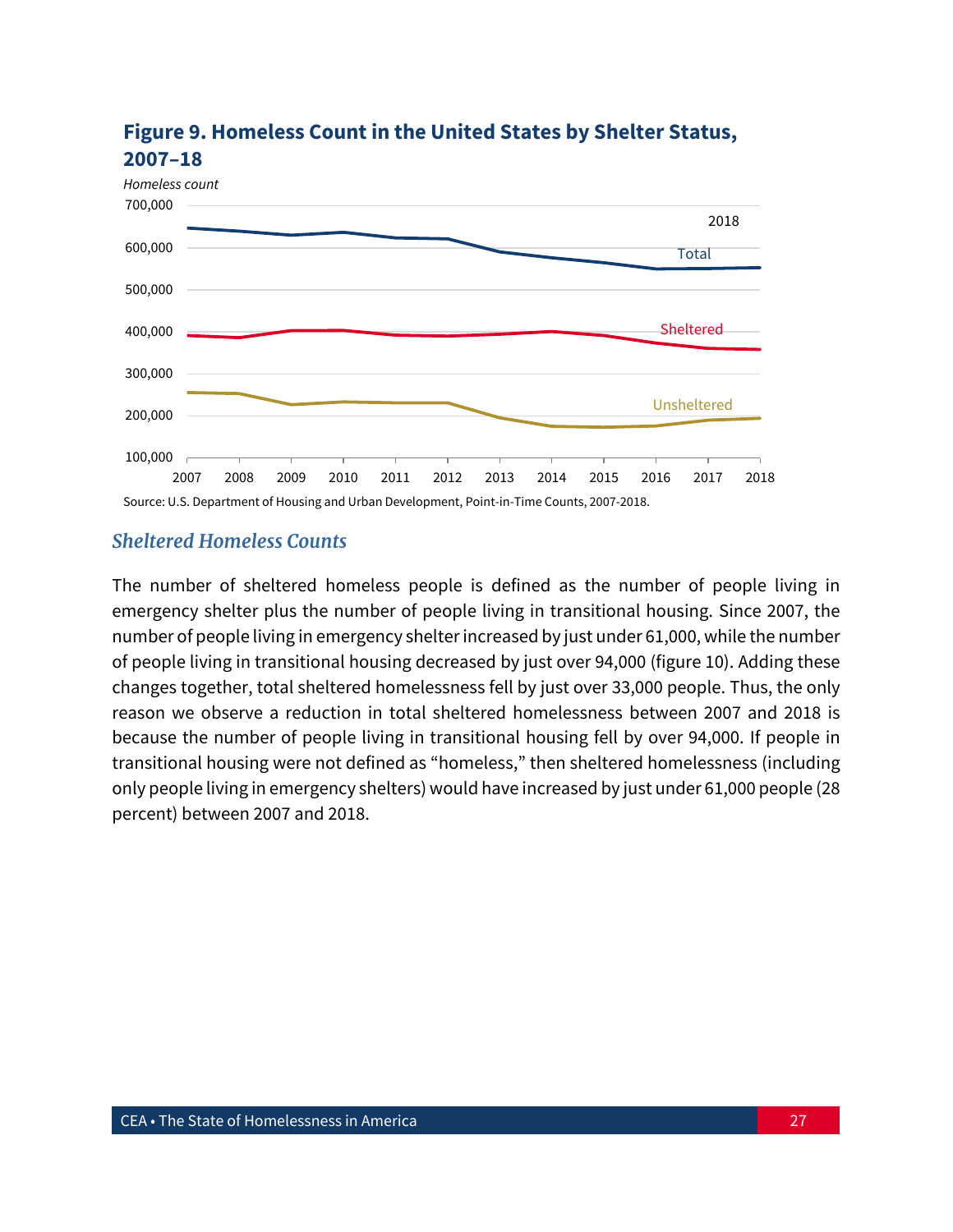**Figure 9. Homeless Count in the United States by Shelter Status, 2007–18**

Source: U.S. Department of Housing and Urban Development, Point-in-Time Counts, 2007-2018.

### *Sheltered Homeless Counts*

The number of sheltered homeless people is defined as the number of people living in emergency shelter plus the number of people living in transitional housing. Since 2007, the number of people living in emergency shelter increased by just under 61,000, while the number of people living in transitional housing decreased by just over 94,000 (figure 10). Adding these changes together, total sheltered homelessness fell by just over 33,000 people. Thus, the only reason we observe a reduction in total sheltered homelessness between 2007 and 2018 is because the number of people living in transitional housing fell by over 94,000. If people in transitional housing were not defined as "homeless," then sheltered homelessness (including only people living in emergency shelters) would have increased by just under 61,000 people (28 percent) between 2007 and 2018.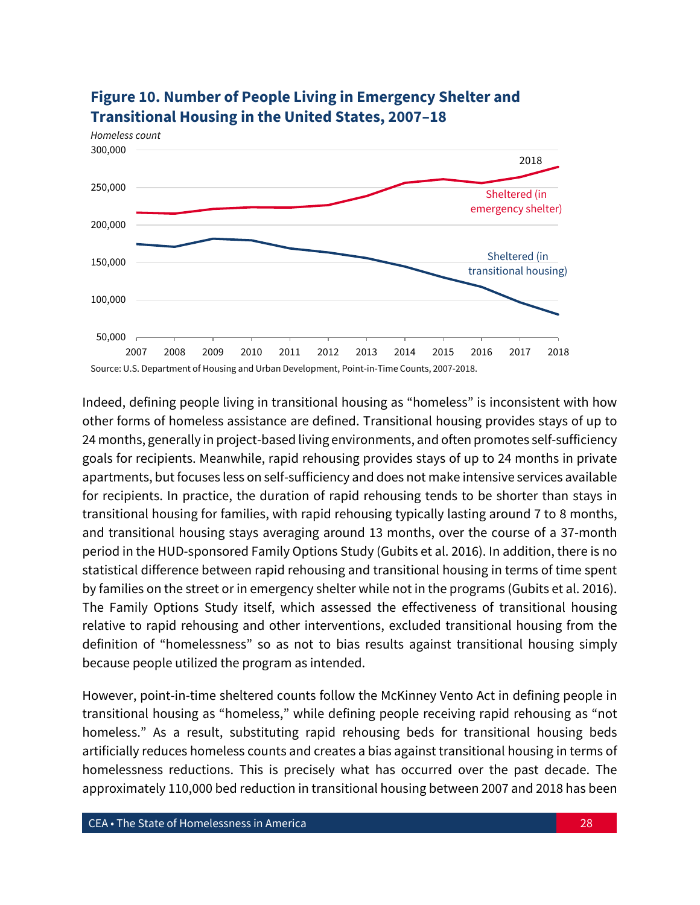**Figure 10. Number of People Living in Emergency Shelter and Transitional Housing in the United States, 2007–18**

Source: U.S. Department of Housing and Urban Development, Point-in-Time Counts, 2007-2018.

Indeed, defining people living in transitional housing as "homeless" is inconsistent with how other forms of homeless assistance are defined. Transitional housing provides stays of up to 24 months, generally in project-based living environments, and often promotes self-sufficiency goals for recipients. Meanwhile, rapid rehousing provides stays of up to 24 months in private apartments, but focuses less on self-sufficiency and does not make intensive services available for recipients. In practice, the duration of rapid rehousing tends to be shorter than stays in transitional housing for families, with rapid rehousing typically lasting around 7 to 8 months, and transitional housing stays averaging around 13 months, over the course of a 37-month period in the HUD-sponsored Family Options Study (Gubits et al. 2016). In addition, there is no statistical difference between rapid rehousing and transitional housing in terms of time spent by families on the street or in emergency shelter while not in the programs (Gubits et al. 2016). The Family Options Study itself, which assessed the effectiveness of transitional housing relative to rapid rehousing and other interventions, excluded transitional housing from the definition of "homelessness" so as not to bias results against transitional housing simply because people utilized the program as intended.

However, point-in-time sheltered counts follow the McKinney Vento Act in defining people in transitional housing as "homeless," while defining people receiving rapid rehousing as "not homeless." As a result, substituting rapid rehousing beds for transitional housing beds artificially reduces homeless counts and creates a bias against transitional housing in terms of homelessness reductions. This is precisely what has occurred over the past decade. The approximately 110,000 bed reduction in transitional housing between 2007 and 2018 has been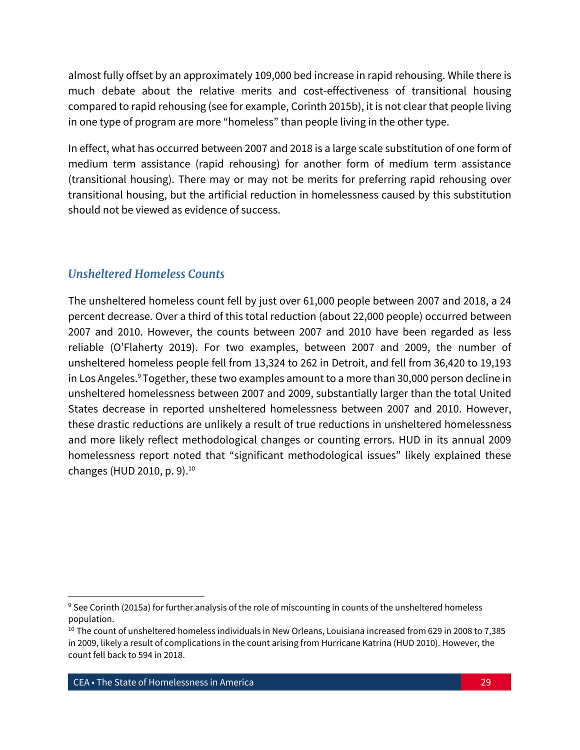almost fully offset by an approximately 109,000 bed increase in rapid rehousing. While there is much debate about the relative merits and cost-effectiveness of transitional housing compared to rapid rehousing (see for example, Corinth 2015b), it is not clear that people living in one type of program are more "homeless" than people living in the other type.

In effect, what has occurred between 2007 and 2018 is a large scale substitution of one form of medium term assistance (rapid rehousing) for another form of medium term assistance (transitional housing). There may or may not be merits for preferring rapid rehousing over transitional housing, but the artificial reduction in homelessness caused by this substitution should not be viewed as evidence of success.

### *Unsheltered Homeless Counts*

The unsheltered homeless count fell by just over 61,000 people between 2007 and 2018, a 24 percent decrease. Over a third of this total reduction (about 22,000 people) occurred between 2007 and 2010. However, the counts between 2007 and 2010 have been regarded as less reliable (O'Flaherty 2019). For two examples, between 2007 and 2009, the number of unsheltered homeless people fell from 13,324 to 262 in Detroit, and fell from 36,420 to 19,193 in Los Angeles.[9] Together, these two examples amount to a more than 30,000 person decline in unsheltered homelessness between 2007 and 2009, substantially larger than the total United States decrease in reported unsheltered homelessness between 2007 and 2010. However, these drastic reductions are unlikely a result of true reductions in unsheltered homelessness and more likely reflect methodological changes or counting errors. HUD in its annual 2009 homelessness report noted that "significant methodological issues" likely explained these changes (HUD 2010, p. 9).[10]

---

[9] See Corinth (2015a) for further analysis of the role of miscounting in counts of the unsheltered homeless population.

[10] The count of unsheltered homeless individuals in New Orleans, Louisiana increased from 629 in 2008 to 7,385 in 2009, likely a result of complications in the count arising from Hurricane Katrina (HUD 2010). However, the count fell back to 594 in 2018.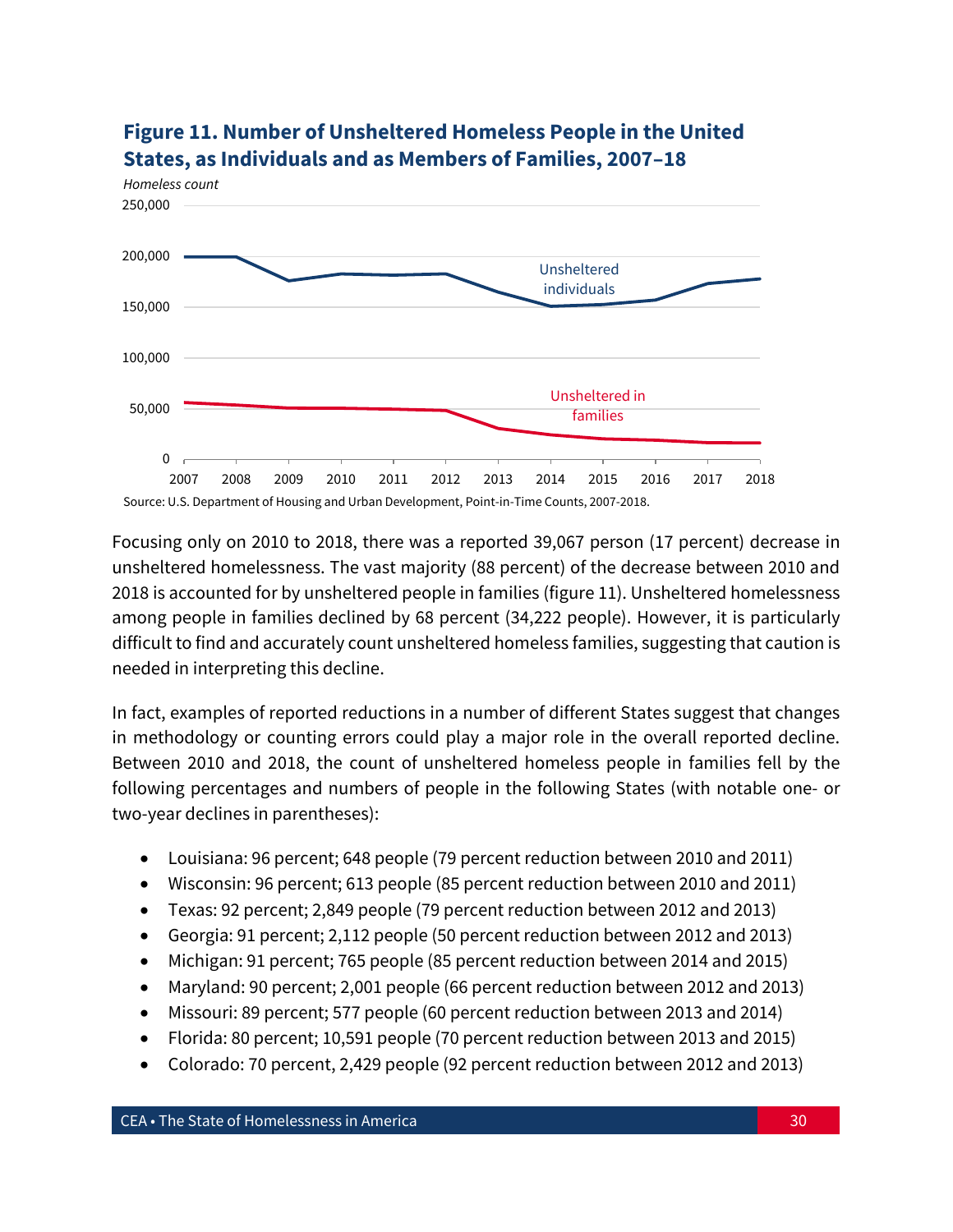**Figure 11. Number of Unsheltered Homeless People in the United States, as Individuals and as Members of Families, 2007–18**

Source: U.S. Department of Housing and Urban Development, Point-in-Time Counts, 2007-2018.

Focusing only on 2010 to 2018, there was a reported 39,067 person (17 percent) decrease in unsheltered homelessness. The vast majority (88 percent) of the decrease between 2010 and 2018 is accounted for by unsheltered people in families (figure 11). Unsheltered homelessness among people in families declined by 68 percent (34,222 people). However, it is particularly difficult to find and accurately count unsheltered homeless families, suggesting that caution is needed in interpreting this decline.

In fact, examples of reported reductions in a number of different States suggest that changes in methodology or counting errors could play a major role in the overall reported decline. Between 2010 and 2018, the count of unsheltered homeless people in families fell by the following percentages and numbers of people in the following States (with notable one- or two-year declines in parentheses):

- Louisiana: 96 percent; 648 people (79 percent reduction between 2010 and 2011)
- Wisconsin: 96 percent; 613 people (85 percent reduction between 2010 and 2011)
- Texas: 92 percent; 2,849 people (79 percent reduction between 2012 and 2013)
- Georgia: 91 percent; 2,112 people (50 percent reduction between 2012 and 2013)
- Michigan: 91 percent; 765 people (85 percent reduction between 2014 and 2015)
- Maryland: 90 percent; 2,001 people (66 percent reduction between 2012 and 2013)
- Missouri: 89 percent; 577 people (60 percent reduction between 2013 and 2014)
- Florida: 80 percent; 10,591 people (70 percent reduction between 2013 and 2015)
- Colorado: 70 percent, 2,429 people (92 percent reduction between 2012 and 2013)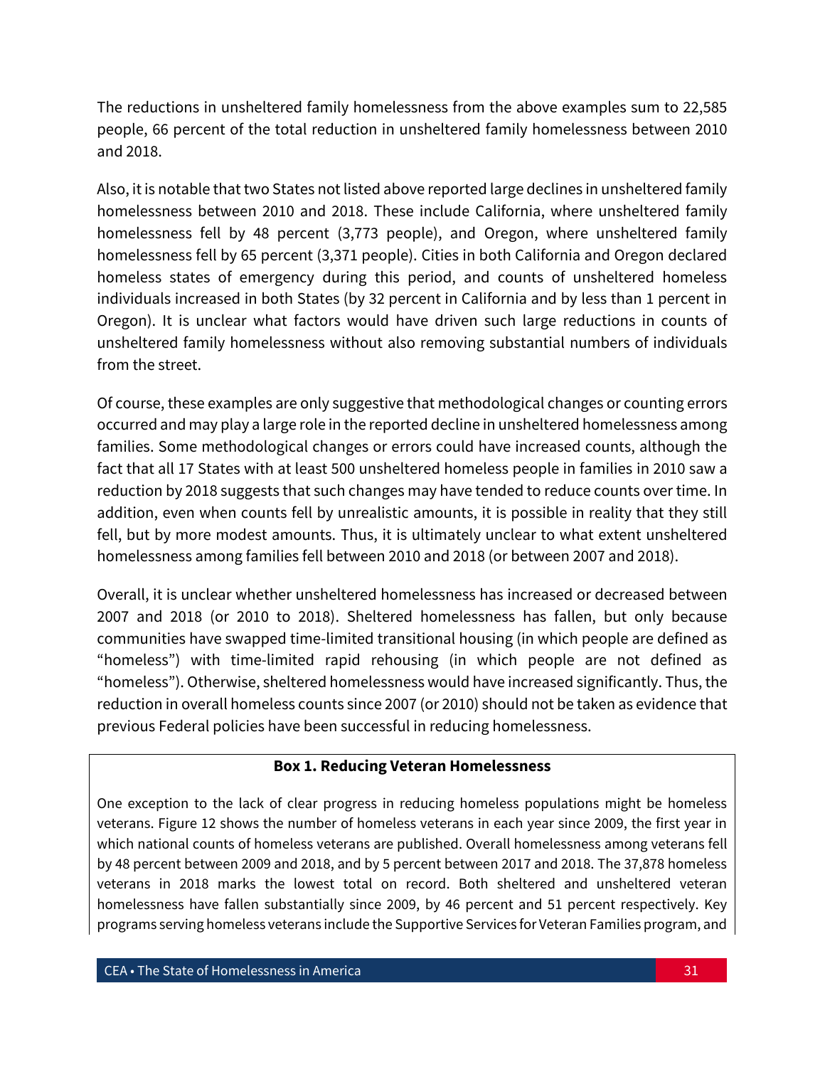The reductions in unsheltered family homelessness from the above examples sum to 22,585 people, 66 percent of the total reduction in unsheltered family homelessness between 2010 and 2018.

Also, it is notable that two States not listed above reported large declines in unsheltered family homelessness between 2010 and 2018. These include California, where unsheltered family homelessness fell by 48 percent (3,773 people), and Oregon, where unsheltered family homelessness fell by 65 percent (3,371 people). Cities in both California and Oregon declared homeless states of emergency during this period, and counts of unsheltered homeless individuals increased in both States (by 32 percent in California and by less than 1 percent in Oregon). It is unclear what factors would have driven such large reductions in counts of unsheltered family homelessness without also removing substantial numbers of individuals from the street.

Of course, these examples are only suggestive that methodological changes or counting errors occurred and may play a large role in the reported decline in unsheltered homelessness among families. Some methodological changes or errors could have increased counts, although the fact that all 17 States with at least 500 unsheltered homeless people in families in 2010 saw a reduction by 2018 suggests that such changes may have tended to reduce counts over time. In addition, even when counts fell by unrealistic amounts, it is possible in reality that they still fell, but by more modest amounts. Thus, it is ultimately unclear to what extent unsheltered homelessness among families fell between 2010 and 2018 (or between 2007 and 2018).

Overall, it is unclear whether unsheltered homelessness has increased or decreased between 2007 and 2018 (or 2010 to 2018). Sheltered homelessness has fallen, but only because communities have swapped time-limited transitional housing (in which people are defined as "homeless") with time-limited rapid rehousing (in which people are not defined as "homeless"). Otherwise, sheltered homelessness would have increased significantly. Thus, the reduction in overall homeless counts since 2007 (or 2010) should not be taken as evidence that previous Federal policies have been successful in reducing homelessness.

**Box 1. Reducing Veteran Homelessness**

One exception to the lack of clear progress in reducing homeless populations might be homeless veterans. Figure 12 shows the number of homeless veterans in each year since 2009, the first year in which national counts of homeless veterans are published. Overall homelessness among veterans fell by 48 percent between 2009 and 2018, and by 5 percent between 2017 and 2018. The 37,878 homeless veterans in 2018 marks the lowest total on record. Both sheltered and unsheltered veteran homelessness have fallen substantially since 2009, by 46 percent and 51 percent respectively. Key programs serving homeless veterans include the Supportive Services for Veteran Families program, and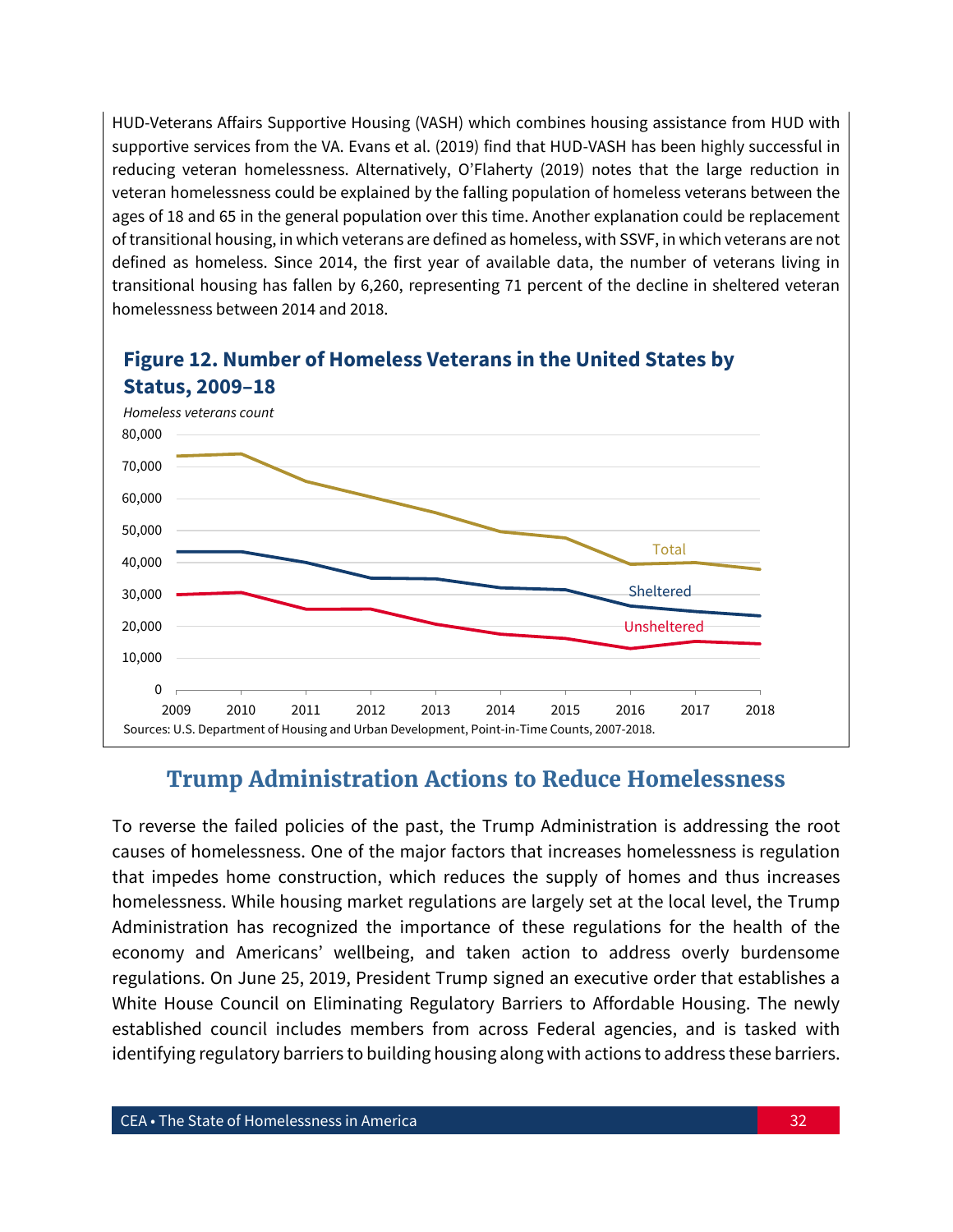HUD-Veterans Affairs Supportive Housing (VASH) which combines housing assistance from HUD with supportive services from the VA. Evans et al. (2019) find that HUD-VASH has been highly successful in reducing veteran homelessness. Alternatively, O'Flaherty (2019) notes that the large reduction in veteran homelessness could be explained by the falling population of homeless veterans between the ages of 18 and 65 in the general population over this time. Another explanation could be replacement of transitional housing, in which veterans are defined as homeless, with SSVF, in which veterans are not defined as homeless. Since 2014, the first year of available data, the number of veterans living in transitional housing has fallen by 6,260, representing 71 percent of the decline in sheltered veteran homelessness between 2014 and 2018.

**Figure 12. Number of Homeless Veterans in the United States by Status, 2009–18**

*Homeless veterans count*

80,000
70,000
60,000
50,000
40,000
30,000
20,000
10,000
0

2009 2010 2011 2012 2013 2014 2015 2016 2017 2018

Total

Sheltered

Unsheltered

Sources: U.S. Department of Housing and Urban Development, Point-in-Time Counts, 2007-2018.

## Trump Administration Actions to Reduce Homelessness

To reverse the failed policies of the past, the Trump Administration is addressing the root causes of homelessness. One of the major factors that increases homelessness is regulation that impedes home construction, which reduces the supply of homes and thus increases homelessness. While housing market regulations are largely set at the local level, the Trump Administration has recognized the importance of these regulations for the health of the economy and Americans' wellbeing, and taken action to address overly burdensome regulations. On June 25, 2019, President Trump signed an executive order that establishes a White House Council on Eliminating Regulatory Barriers to Affordable Housing. The newly established council includes members from across Federal agencies, and is tasked with identifying regulatory barriers to building housing along with actions to address these barriers.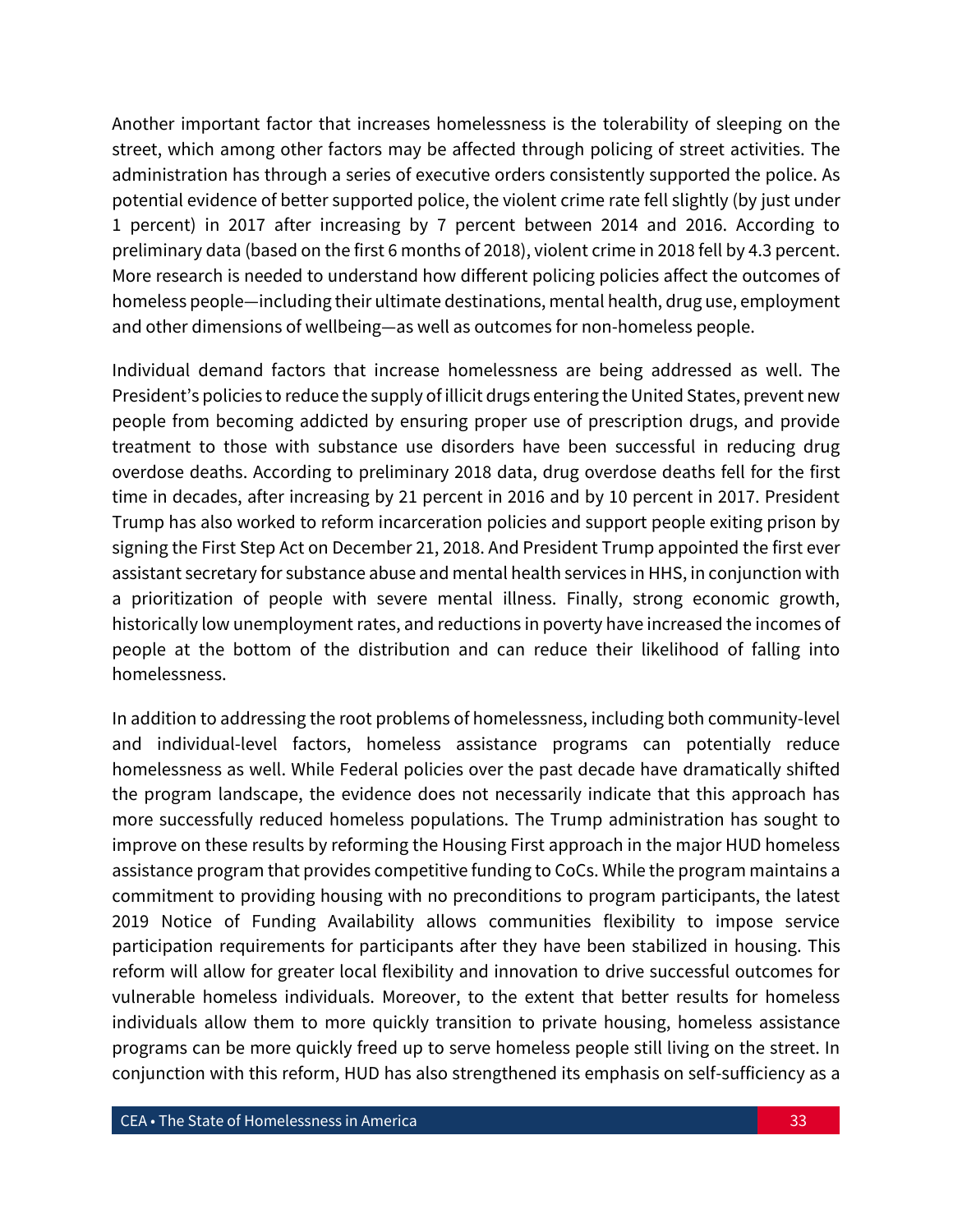Another important factor that increases homelessness is the tolerability of sleeping on the street, which among other factors may be affected through policing of street activities. The administration has through a series of executive orders consistently supported the police. As potential evidence of better supported police, the violent crime rate fell slightly (by just under 1 percent) in 2017 after increasing by 7 percent between 2014 and 2016. According to preliminary data (based on the first 6 months of 2018), violent crime in 2018 fell by 4.3 percent. More research is needed to understand how different policing policies affect the outcomes of homeless people—including their ultimate destinations, mental health, drug use, employment and other dimensions of wellbeing—as well as outcomes for non-homeless people.

Individual demand factors that increase homelessness are being addressed as well. The President's policies to reduce the supply of illicit drugs entering the United States, prevent new people from becoming addicted by ensuring proper use of prescription drugs, and provide treatment to those with substance use disorders have been successful in reducing drug overdose deaths. According to preliminary 2018 data, drug overdose deaths fell for the first time in decades, after increasing by 21 percent in 2016 and by 10 percent in 2017. President Trump has also worked to reform incarceration policies and support people exiting prison by signing the First Step Act on December 21, 2018. And President Trump appointed the first ever assistant secretary for substance abuse and mental health services in HHS, in conjunction with a prioritization of people with severe mental illness. Finally, strong economic growth, historically low unemployment rates, and reductions in poverty have increased the incomes of people at the bottom of the distribution and can reduce their likelihood of falling into homelessness.

In addition to addressing the root problems of homelessness, including both community-level and individual-level factors, homeless assistance programs can potentially reduce homelessness as well. While Federal policies over the past decade have dramatically shifted the program landscape, the evidence does not necessarily indicate that this approach has more successfully reduced homeless populations. The Trump administration has sought to improve on these results by reforming the Housing First approach in the major HUD homeless assistance program that provides competitive funding to CoCs. While the program maintains a commitment to providing housing with no preconditions to program participants, the latest 2019 Notice of Funding Availability allows communities flexibility to impose service participation requirements for participants after they have been stabilized in housing. This reform will allow for greater local flexibility and innovation to drive successful outcomes for vulnerable homeless individuals. Moreover, to the extent that better results for homeless individuals allow them to more quickly transition to private housing, homeless assistance programs can be more quickly freed up to serve homeless people still living on the street. In conjunction with this reform, HUD has also strengthened its emphasis on self-sufficiency as a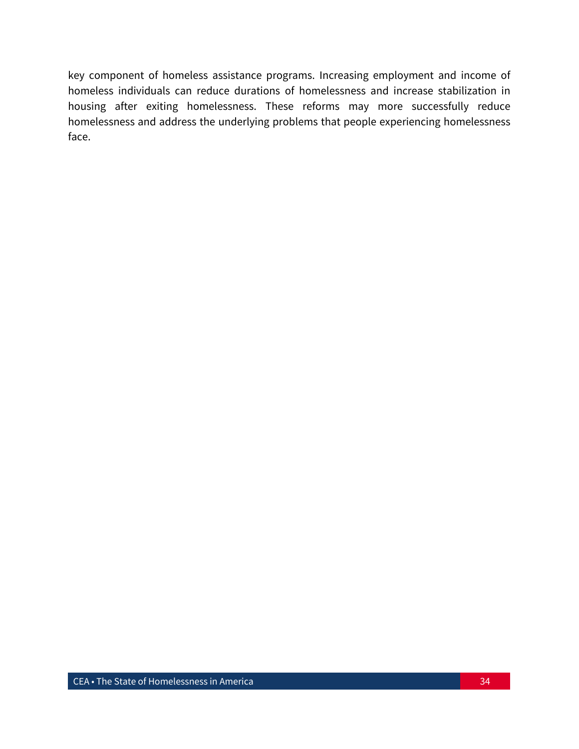key component of homeless assistance programs. Increasing employment and income of homeless individuals can reduce durations of homelessness and increase stabilization in housing after exiting homelessness. These reforms may more successfully reduce homelessness and address the underlying problems that people experiencing homelessness face.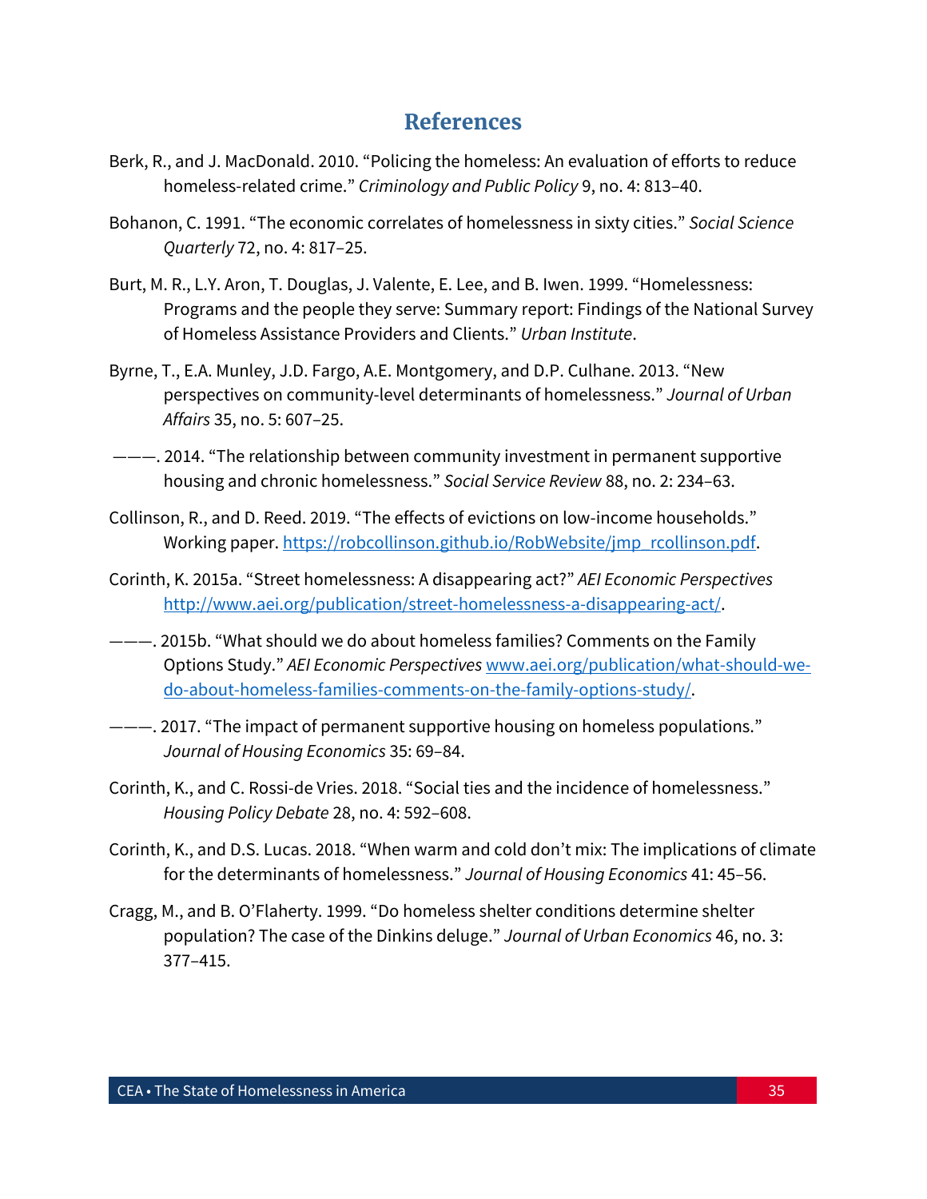# References

Berk, R., and J. MacDonald. 2010. "Policing the homeless: An evaluation of efforts to reduce homeless-related crime." *Criminology and Public Policy* 9, no. 4: 813–40.

Bohanon, C. 1991. "The economic correlates of homelessness in sixty cities." *Social Science Quarterly* 72, no. 4: 817–25.

Burt, M. R., L.Y. Aron, T. Douglas, J. Valente, E. Lee, and B. Iwen. 1999. "Homelessness: Programs and the people they serve: Summary report: Findings of the National Survey of Homeless Assistance Providers and Clients." *Urban Institute*.

Byrne, T., E.A. Munley, J.D. Fargo, A.E. Montgomery, and D.P. Culhane. 2013. "New perspectives on community-level determinants of homelessness." *Journal of Urban Affairs* 35, no. 5: 607–25.

———. 2014. "The relationship between community investment in permanent supportive housing and chronic homelessness." *Social Service Review* 88, no. 2: 234–63.

Collinson, R., and D. Reed. 2019. "The effects of evictions on low-income households." Working paper. https://robcollinson.github.io/RobWebsite/jmp_rcollinson.pdf.

Corinth, K. 2015a. "Street homelessness: A disappearing act?" *AEI Economic Perspectives* http://www.aei.org/publication/street-homelessness-a-disappearing-act/.

———. 2015b. "What should we do about homeless families? Comments on the Family Options Study." *AEI Economic Perspectives* www.aei.org/publication/what-should-we-do-about-homeless-families-comments-on-the-family-options-study/.

———. 2017. "The impact of permanent supportive housing on homeless populations." *Journal of Housing Economics* 35: 69–84.

Corinth, K., and C. Rossi-de Vries. 2018. "Social ties and the incidence of homelessness." *Housing Policy Debate* 28, no. 4: 592–608.

Corinth, K., and D.S. Lucas. 2018. "When warm and cold don't mix: The implications of climate for the determinants of homelessness." *Journal of Housing Economics* 41: 45–56.

Cragg, M., and B. O'Flaherty. 1999. "Do homeless shelter conditions determine shelter population? The case of the Dinkins deluge." *Journal of Urban Economics* 46, no. 3: 377–415.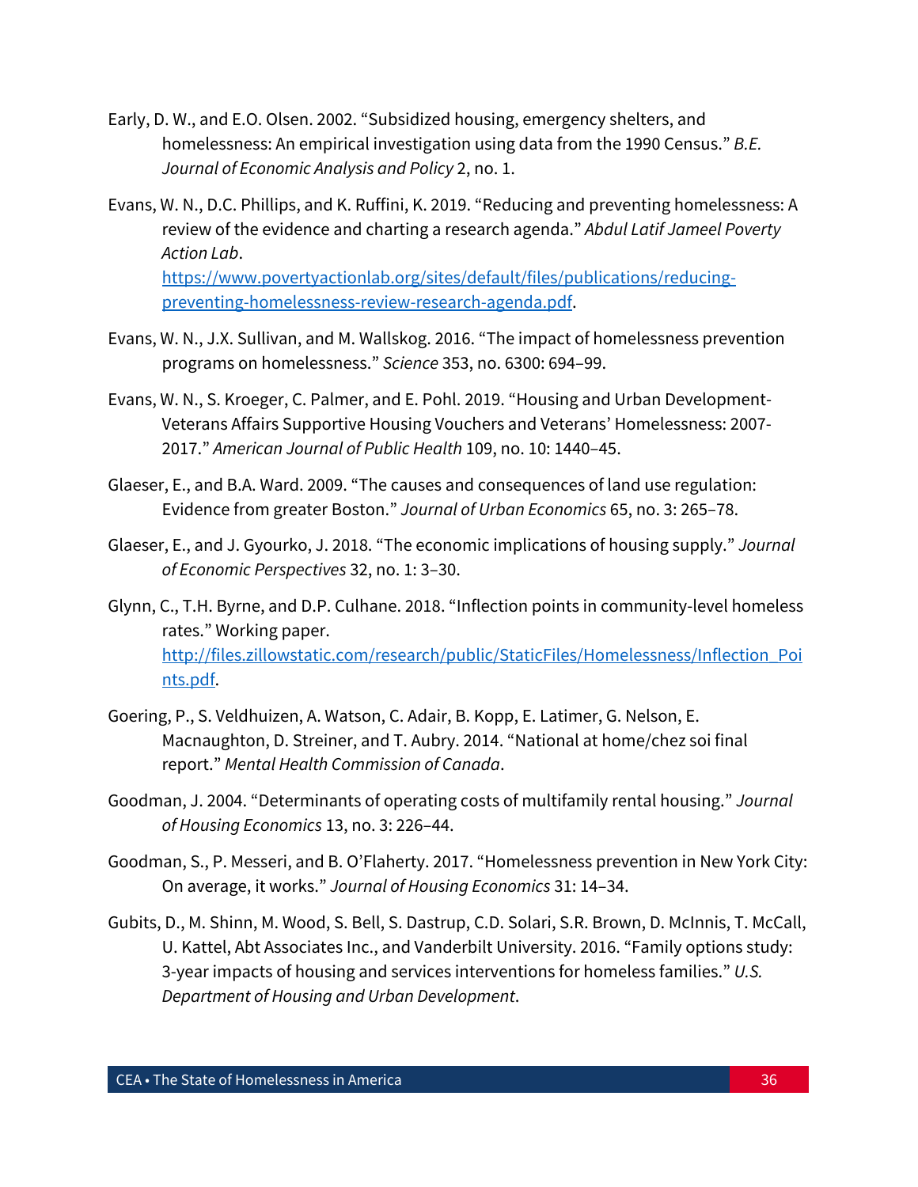Early, D. W., and E.O. Olsen. 2002. “Subsidized housing, emergency shelters, and homelessness: An empirical investigation using data from the 1990 Census.” *B.E. Journal of Economic Analysis and Policy* 2, no. 1.

Evans, W. N., D.C. Phillips, and K. Ruffini, K. 2019. “Reducing and preventing homelessness: A review of the evidence and charting a research agenda.” *Abdul Latif Jameel Poverty Action Lab*. [https://www.povertyactionlab.org/sites/default/files/publications/reducing-preventing-homelessness-review-research-agenda.pdf](https://www.povertyactionlab.org/sites/default/files/publications/reducing-preventing-homelessness-review-research-agenda.pdf).

Evans, W. N., J.X. Sullivan, and M. Wallskog. 2016. “The impact of homelessness prevention programs on homelessness.” *Science* 353, no. 6300: 694–99.

Evans, W. N., S. Kroeger, C. Palmer, and E. Pohl. 2019. “Housing and Urban Development-Veterans Affairs Supportive Housing Vouchers and Veterans’ Homelessness: 2007-2017.” *American Journal of Public Health* 109, no. 10: 1440–45.

Glaeser, E., and B.A. Ward. 2009. “The causes and consequences of land use regulation: Evidence from greater Boston.” *Journal of Urban Economics* 65, no. 3: 265–78.

Glaeser, E., and J. Gyourko, J. 2018. “The economic implications of housing supply.” *Journal of Economic Perspectives* 32, no. 1: 3–30.

Glynn, C., T.H. Byrne, and D.P. Culhane. 2018. “Inflection points in community-level homeless rates.” Working paper. [http://files.zillowstatic.com/research/public/StaticFiles/Homelessness/Inflection_Points.pdf](http://files.zillowstatic.com/research/public/StaticFiles/Homelessness/Inflection_Points.pdf).

Goering, P., S. Veldhuizen, A. Watson, C. Adair, B. Kopp, E. Latimer, G. Nelson, E. Macnaughton, D. Streiner, and T. Aubry. 2014. “National at home/chez soi final report.” *Mental Health Commission of Canada*.

Goodman, J. 2004. “Determinants of operating costs of multifamily rental housing.” *Journal of Housing Economics* 13, no. 3: 226–44.

Goodman, S., P. Messeri, and B. O’Flaherty. 2017. “Homelessness prevention in New York City: On average, it works.” *Journal of Housing Economics* 31: 14–34.

Gubits, D., M. Shinn, M. Wood, S. Bell, S. Dastrup, C.D. Solari, S.R. Brown, D. McInnis, T. McCall, U. Kattel, Abt Associates Inc., and Vanderbilt University. 2016. “Family options study: 3-year impacts of housing and services interventions for homeless families.” *U.S. Department of Housing and Urban Development*.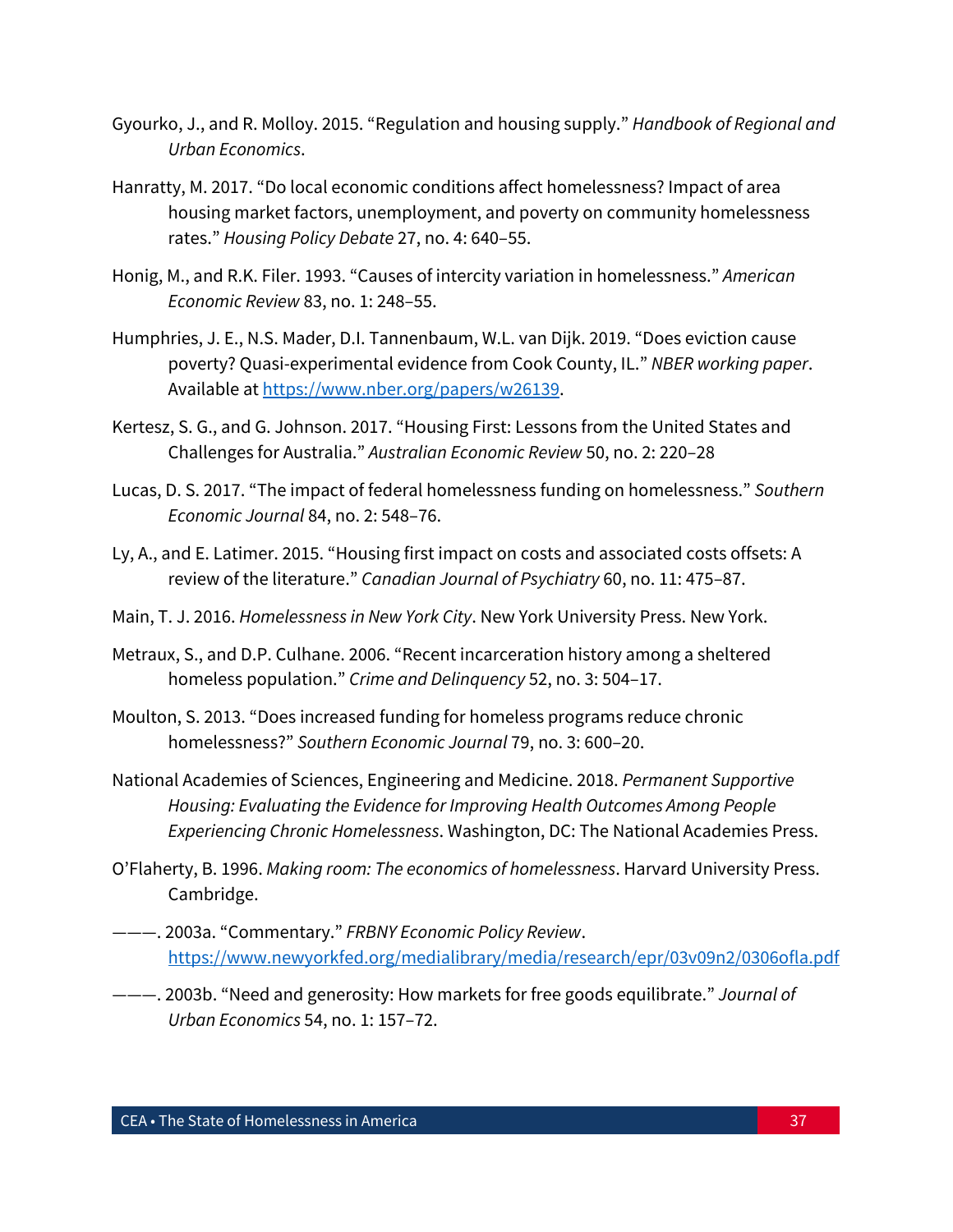Gyourko, J., and R. Molloy. 2015. "Regulation and housing supply." *Handbook of Regional and Urban Economics*.

Hanratty, M. 2017. "Do local economic conditions affect homelessness? Impact of area housing market factors, unemployment, and poverty on community homelessness rates." *Housing Policy Debate* 27, no. 4: 640–55.

Honig, M., and R.K. Filer. 1993. "Causes of intercity variation in homelessness." *American Economic Review* 83, no. 1: 248–55.

Humphries, J. E., N.S. Mader, D.I. Tannenbaum, W.L. van Dijk. 2019. "Does eviction cause poverty? Quasi-experimental evidence from Cook County, IL." *NBER working paper*. Available at https://www.nber.org/papers/w26139.

Kertesz, S. G., and G. Johnson. 2017. "Housing First: Lessons from the United States and Challenges for Australia." *Australian Economic Review* 50, no. 2: 220–28

Lucas, D. S. 2017. "The impact of federal homelessness funding on homelessness." *Southern Economic Journal* 84, no. 2: 548–76.

Ly, A., and E. Latimer. 2015. "Housing first impact on costs and associated costs offsets: A review of the literature." *Canadian Journal of Psychiatry* 60, no. 11: 475–87.

Main, T. J. 2016. *Homelessness in New York City*. New York University Press. New York.

Metraux, S., and D.P. Culhane. 2006. "Recent incarceration history among a sheltered homeless population." *Crime and Delinquency* 52, no. 3: 504–17.

Moulton, S. 2013. "Does increased funding for homeless programs reduce chronic homelessness?" *Southern Economic Journal* 79, no. 3: 600–20.

National Academies of Sciences, Engineering and Medicine. 2018. *Permanent Supportive Housing: Evaluating the Evidence for Improving Health Outcomes Among People Experiencing Chronic Homelessness*. Washington, DC: The National Academies Press.

O'Flaherty, B. 1996. *Making room: The economics of homelessness*. Harvard University Press. Cambridge.

———. 2003a. "Commentary." *FRBNY Economic Policy Review*. https://www.newyorkfed.org/medialibrary/media/research/epr/03v09n2/0306ofla.pdf

———. 2003b. "Need and generosity: How markets for free goods equilibrate." *Journal of Urban Economics* 54, no. 1: 157–72.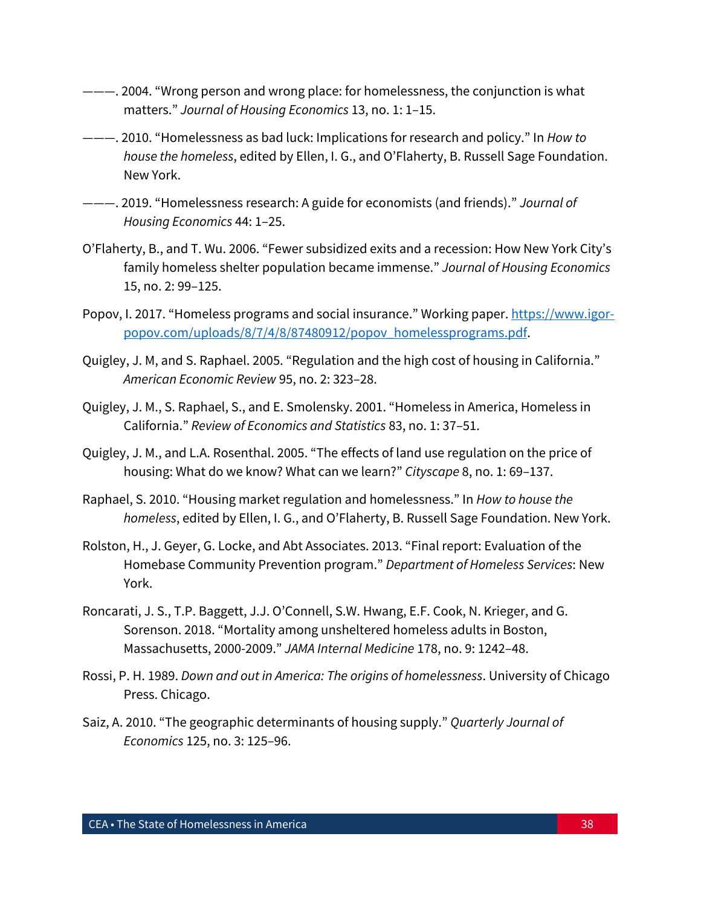———. 2004. “Wrong person and wrong place: for homelessness, the conjunction is what matters.” *Journal of Housing Economics* 13, no. 1: 1–15.

———. 2010. “Homelessness as bad luck: Implications for research and policy.” In *How to house the homeless*, edited by Ellen, I. G., and O’Flaherty, B. Russell Sage Foundation. New York.

———. 2019. “Homelessness research: A guide for economists (and friends).” *Journal of Housing Economics* 44: 1–25.

O’Flaherty, B., and T. Wu. 2006. “Fewer subsidized exits and a recession: How New York City’s family homeless shelter population became immense.” *Journal of Housing Economics* 15, no. 2: 99–125.

Popov, I. 2017. “Homeless programs and social insurance.” Working paper. [https://www.igor-popov.com/uploads/8/7/4/8/87480912/popov_homelessprograms.pdf](https://www.igor-popov.com/uploads/8/7/4/8/87480912/popov_homelessprograms.pdf).

Quigley, J. M, and S. Raphael. 2005. “Regulation and the high cost of housing in California.” *American Economic Review* 95, no. 2: 323–28.

Quigley, J. M., S. Raphael, S., and E. Smolensky. 2001. “Homeless in America, Homeless in California.” *Review of Economics and Statistics* 83, no. 1: 37–51.

Quigley, J. M., and L.A. Rosenthal. 2005. “The effects of land use regulation on the price of housing: What do we know? What can we learn?” *Cityscape* 8, no. 1: 69–137.

Raphael, S. 2010. “Housing market regulation and homelessness.” In *How to house the homeless*, edited by Ellen, I. G., and O’Flaherty, B. Russell Sage Foundation. New York.

Rolston, H., J. Geyer, G. Locke, and Abt Associates. 2013. “Final report: Evaluation of the Homebase Community Prevention program.” *Department of Homeless Services*: New York.

Roncarati, J. S., T.P. Baggett, J.J. O’Connell, S.W. Hwang, E.F. Cook, N. Krieger, and G. Sorenson. 2018. “Mortality among unsheltered homeless adults in Boston, Massachusetts, 2000-2009.” *JAMA Internal Medicine* 178, no. 9: 1242–48.

Rossi, P. H. 1989. *Down and out in America: The origins of homelessness*. University of Chicago Press. Chicago.

Saiz, A. 2010. “The geographic determinants of housing supply.” *Quarterly Journal of Economics* 125, no. 3: 125–96.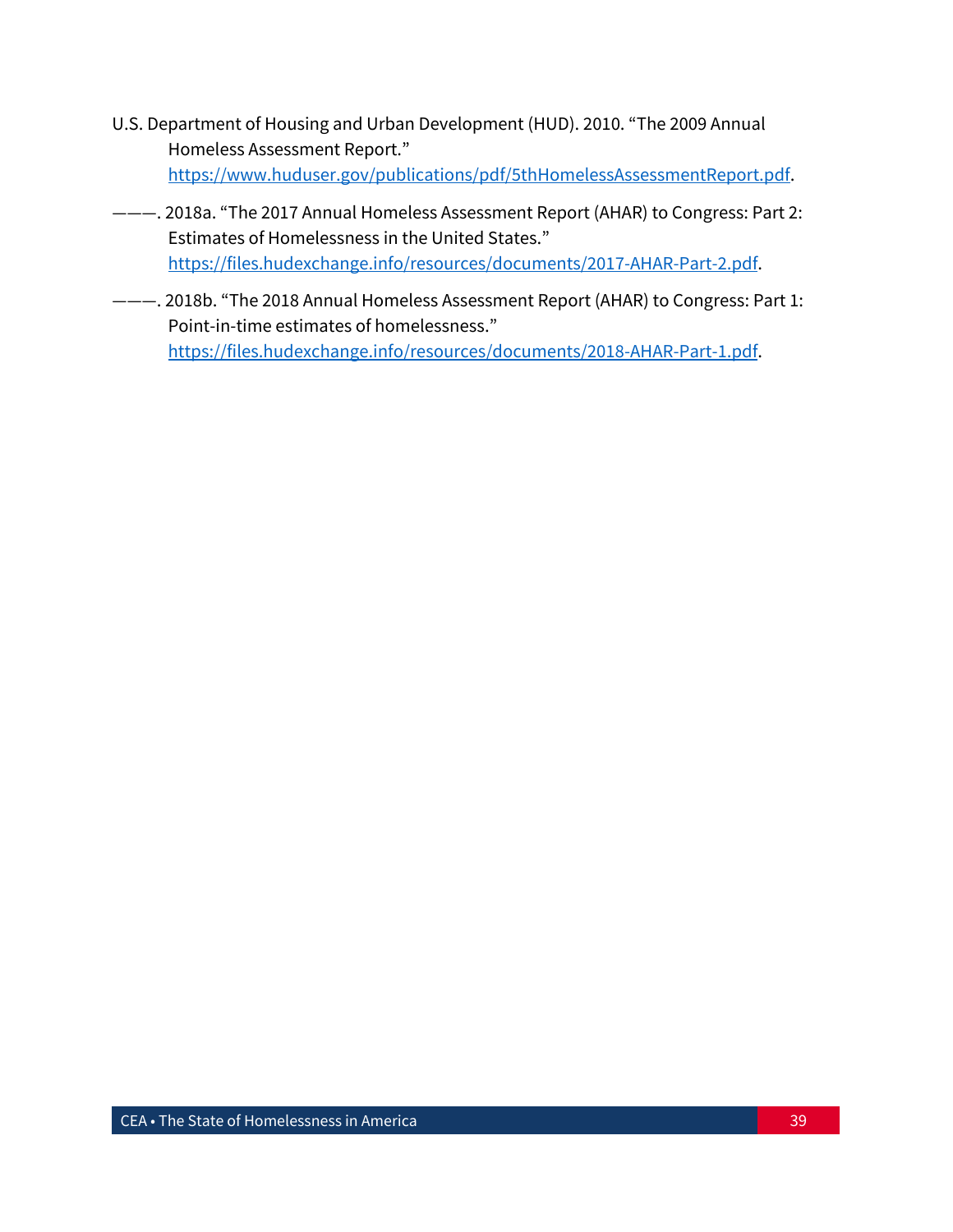U.S. Department of Housing and Urban Development (HUD). 2010. "The 2009 Annual Homeless Assessment Report." https://www.huduser.gov/publications/pdf/5thHomelessAssessmentReport.pdf.

———. 2018a. "The 2017 Annual Homeless Assessment Report (AHAR) to Congress: Part 2: Estimates of Homelessness in the United States." https://files.hudexchange.info/resources/documents/2017-AHAR-Part-2.pdf.

———. 2018b. "The 2018 Annual Homeless Assessment Report (AHAR) to Congress: Part 1: Point-in-time estimates of homelessness." https://files.hudexchange.info/resources/documents/2018-AHAR-Part-1.pdf.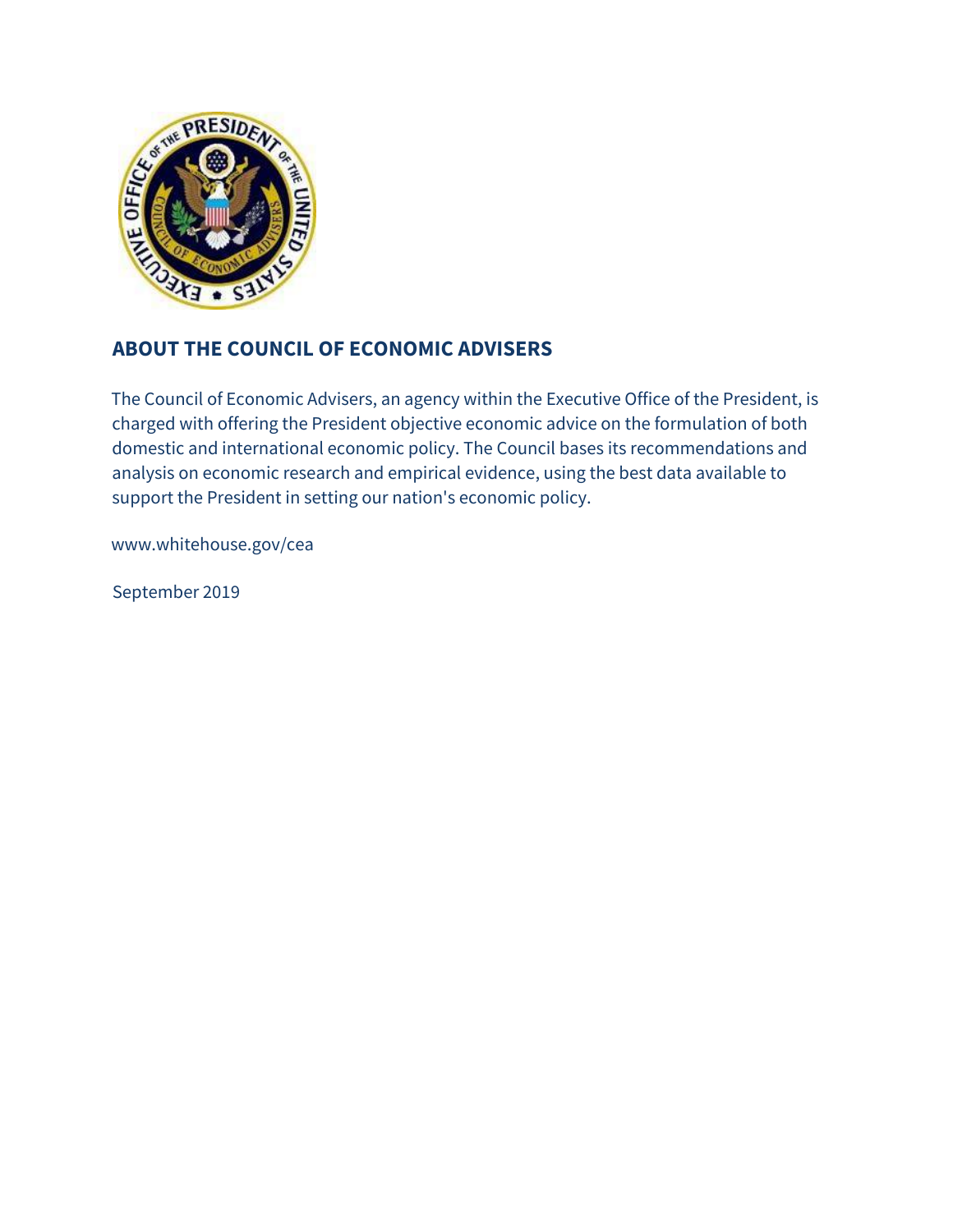## ABOUT THE COUNCIL OF ECONOMIC ADVISERS

The Council of Economic Advisers, an agency within the Executive Office of the President, is charged with offering the President objective economic advice on the formulation of both domestic and international economic policy. The Council bases its recommendations and analysis on economic research and empirical evidence, using the best data available to support the President in setting our nation's economic policy.

www.whitehouse.gov/cea

September 2019